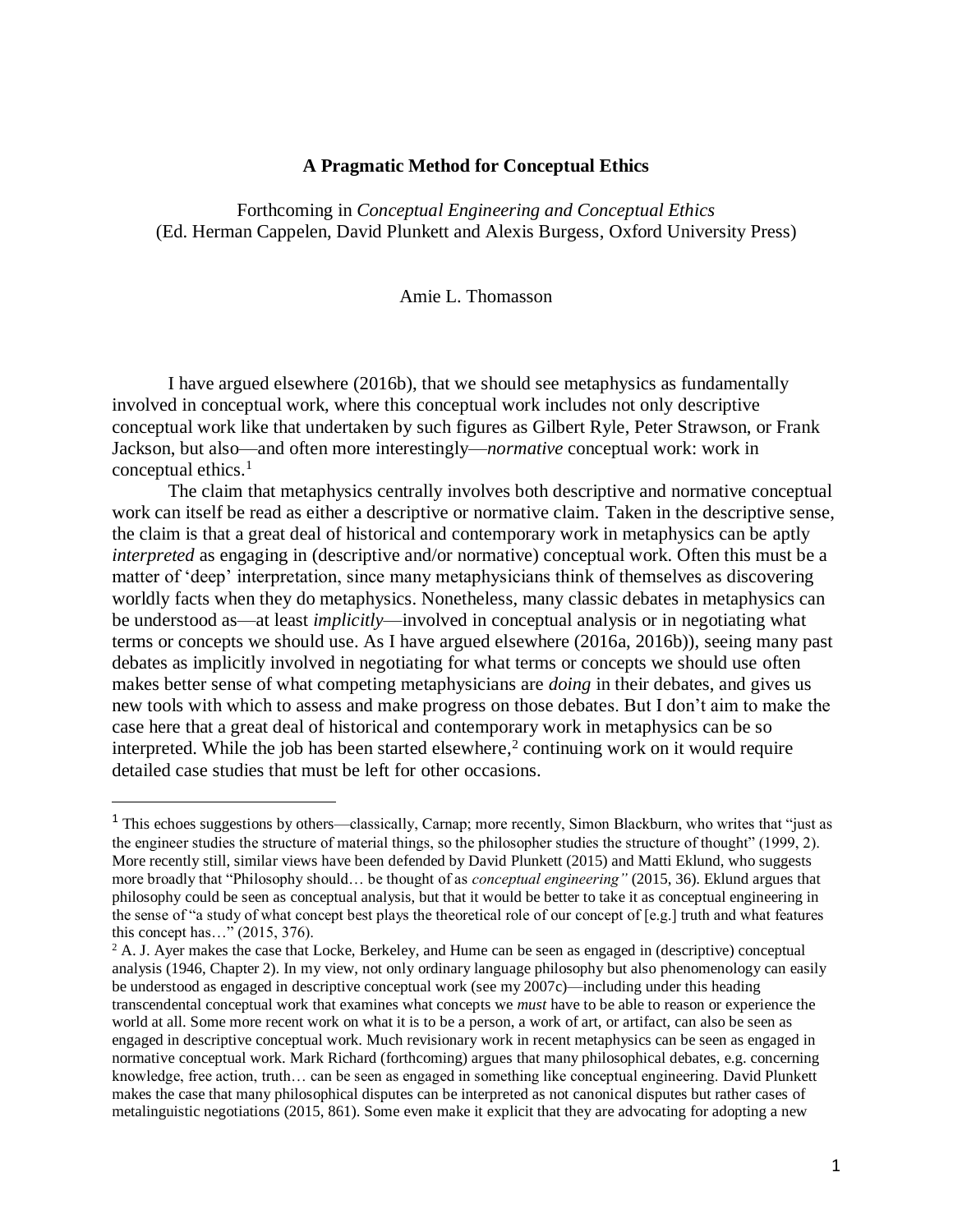# A Pragmatic Method for Conceptual Ethics

Forthcoming in *Conceptual Engineering and Conceptual Ethics*
(Ed. Herman Cappelen, David Plunkett and Alexis Burgess, Oxford University Press)

Amie L. Thomasson

I have argued elsewhere (2016b), that we should see metaphysics as fundamentally involved in conceptual work, where this conceptual work includes not only descriptive conceptual work like that undertaken by such figures as Gilbert Ryle, Peter Strawson, or Frank Jackson, but also—and often more interestingly—*normative* conceptual work: work in conceptual ethics.[1]

The claim that metaphysics centrally involves both descriptive and normative conceptual work can itself be read as either a descriptive or normative claim. Taken in the descriptive sense, the claim is that a great deal of historical and contemporary work in metaphysics can be aptly *interpreted* as engaging in (descriptive and/or normative) conceptual work. Often this must be a matter of 'deep' interpretation, since many metaphysicians think of themselves as discovering worldly facts when they do metaphysics. Nonetheless, many classic debates in metaphysics can be understood as—at least *implicitly*—involved in conceptual analysis or in negotiating what terms or concepts we should use. As I have argued elsewhere (2016a, 2016b)), seeing many past debates as implicitly involved in negotiating for what terms or concepts we should use often makes better sense of what competing metaphysicians are *doing* in their debates, and gives us new tools with which to assess and make progress on those debates. But I don't aim to make the case here that a great deal of historical and contemporary work in metaphysics can be so interpreted. While the job has been started elsewhere,[2] continuing work on it would require detailed case studies that must be left for other occasions.

---

[1] This echoes suggestions by others—classically, Carnap; more recently, Simon Blackburn, who writes that "just as the engineer studies the structure of material things, so the philosopher studies the structure of thought" (1999, 2). More recently still, similar views have been defended by David Plunkett (2015) and Matti Eklund, who suggests more broadly that "Philosophy should… be thought of as *conceptual engineering"* (2015, 36). Eklund argues that philosophy could be seen as conceptual analysis, but that it would be better to take it as conceptual engineering in the sense of "a study of what concept best plays the theoretical role of our concept of [e.g.] truth and what features this concept has…" (2015, 376).

[2] A. J. Ayer makes the case that Locke, Berkeley, and Hume can be seen as engaged in (descriptive) conceptual analysis (1946, Chapter 2). In my view, not only ordinary language philosophy but also phenomenology can easily be understood as engaged in descriptive conceptual work (see my 2007c)—including under this heading transcendental conceptual work that examines what concepts we *must* have to be able to reason or experience the world at all. Some more recent work on what it is to be a person, a work of art, or artifact, can also be seen as engaged in descriptive conceptual work. Much revisionary work in recent metaphysics can be seen as engaged in normative conceptual work. Mark Richard (forthcoming) argues that many philosophical debates, e.g. concerning knowledge, free action, truth… can be seen as engaged in something like conceptual engineering. David Plunkett makes the case that many philosophical disputes can be interpreted as not canonical disputes but rather cases of metalinguistic negotiations (2015, 861). Some even make it explicit that they are advocating for adopting a new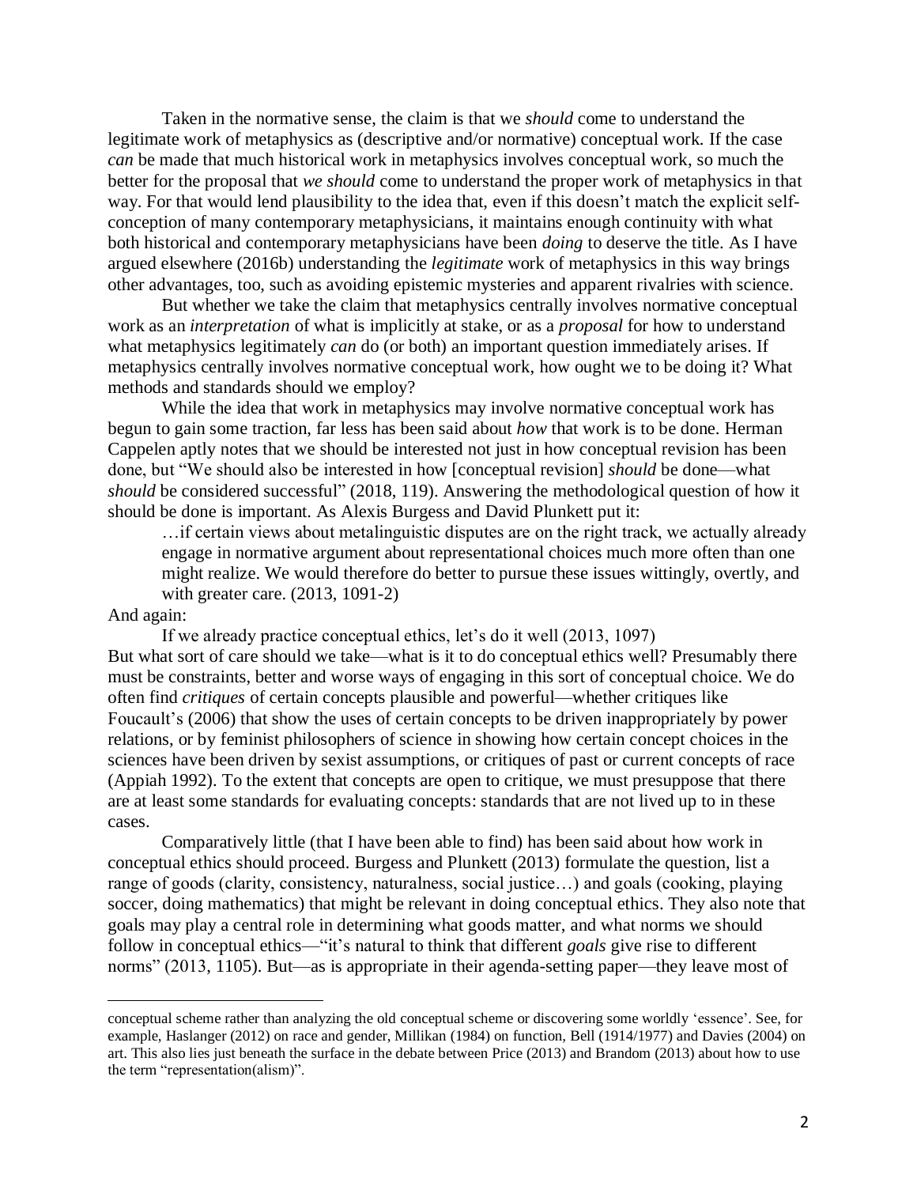Taken in the normative sense, the claim is that we *should* come to understand the legitimate work of metaphysics as (descriptive and/or normative) conceptual work. If the case *can* be made that much historical work in metaphysics involves conceptual work, so much the better for the proposal that *we should* come to understand the proper work of metaphysics in that way. For that would lend plausibility to the idea that, even if this doesn't match the explicit self-conception of many contemporary metaphysicians, it maintains enough continuity with what both historical and contemporary metaphysicians have been *doing* to deserve the title. As I have argued elsewhere (2016b) understanding the *legitimate* work of metaphysics in this way brings other advantages, too, such as avoiding epistemic mysteries and apparent rivalries with science.

But whether we take the claim that metaphysics centrally involves normative conceptual work as an *interpretation* of what is implicitly at stake, or as a *proposal* for how to understand what metaphysics legitimately *can* do (or both) an important question immediately arises. If metaphysics centrally involves normative conceptual work, how ought we to be doing it? What methods and standards should we employ?

While the idea that work in metaphysics may involve normative conceptual work has begun to gain some traction, far less has been said about *how* that work is to be done. Herman Cappelen aptly notes that we should be interested not just in how conceptual revision has been done, but "We should also be interested in how [conceptual revision] *should* be done—what *should* be considered successful" (2018, 119). Answering the methodological question of how it should be done is important. As Alexis Burgess and David Plunkett put it:

> …if certain views about metalinguistic disputes are on the right track, we actually already engage in normative argument about representational choices much more often than one might realize. We would therefore do better to pursue these issues wittingly, overtly, and with greater care. (2013, 1091-2)

And again:

> If we already practice conceptual ethics, let's do it well (2013, 1097)

But what sort of care should we take—what is it to do conceptual ethics well? Presumably there must be constraints, better and worse ways of engaging in this sort of conceptual choice. We do often find *critiques* of certain concepts plausible and powerful—whether critiques like Foucault's (2006) that show the uses of certain concepts to be driven inappropriately by power relations, or by feminist philosophers of science in showing how certain concept choices in the sciences have been driven by sexist assumptions, or critiques of past or current concepts of race (Appiah 1992). To the extent that concepts are open to critique, we must presuppose that there are at least some standards for evaluating concepts: standards that are not lived up to in these cases.

Comparatively little (that I have been able to find) has been said about how work in conceptual ethics should proceed. Burgess and Plunkett (2013) formulate the question, list a range of goods (clarity, consistency, naturalness, social justice…) and goals (cooking, playing soccer, doing mathematics) that might be relevant in doing conceptual ethics. They also note that goals may play a central role in determining what goods matter, and what norms we should follow in conceptual ethics—"it's natural to think that different *goals* give rise to different norms" (2013, 1105). But—as is appropriate in their agenda-setting paper—they leave most of

---

conceptual scheme rather than analyzing the old conceptual scheme or discovering some worldly 'essence'. See, for example, Haslanger (2012) on race and gender, Millikan (1984) on function, Bell (1914/1977) and Davies (2004) on art. This also lies just beneath the surface in the debate between Price (2013) and Brandom (2013) about how to use the term "representation(alism)".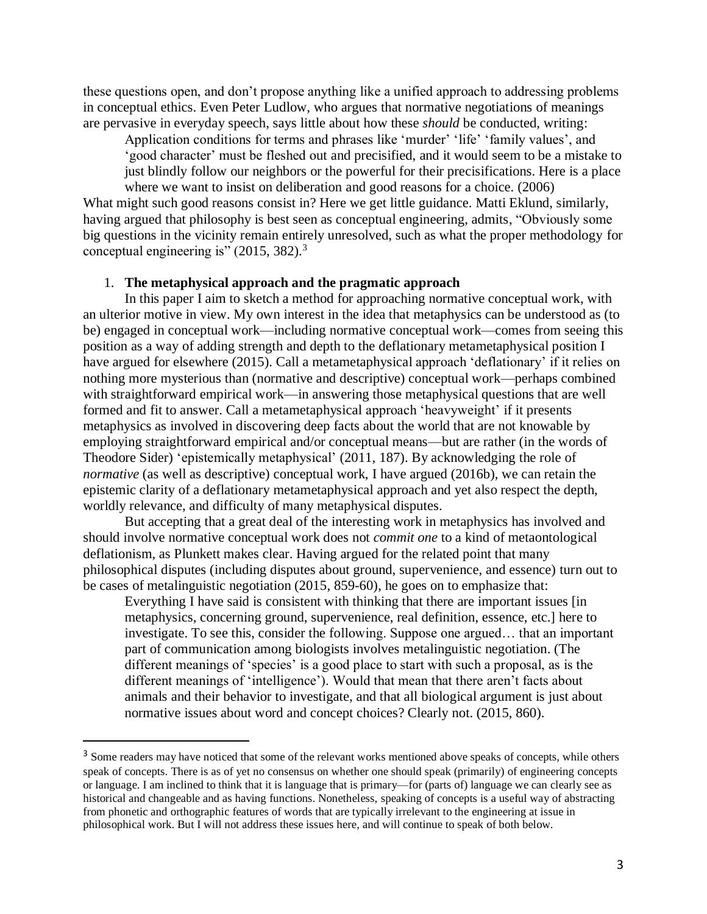these questions open, and don't propose anything like a unified approach to addressing problems in conceptual ethics. Even Peter Ludlow, who argues that normative negotiations of meanings are pervasive in everyday speech, says little about how these *should* be conducted, writing:

> Application conditions for terms and phrases like 'murder' 'life' 'family values', and 'good character' must be fleshed out and precisified, and it would seem to be a mistake to just blindly follow our neighbors or the powerful for their precisifications. Here is a place where we want to insist on deliberation and good reasons for a choice. (2006)

What might such good reasons consist in? Here we get little guidance. Matti Eklund, similarly, having argued that philosophy is best seen as conceptual engineering, admits, "Obviously some big questions in the vicinity remain entirely unresolved, such as what the proper methodology for conceptual engineering is" (2015, 382).[3]

## 1. The metaphysical approach and the pragmatic approach

In this paper I aim to sketch a method for approaching normative conceptual work, with an ulterior motive in view. My own interest in the idea that metaphysics can be understood as (to be) engaged in conceptual work—including normative conceptual work—comes from seeing this position as a way of adding strength and depth to the deflationary metametaphysical position I have argued for elsewhere (2015). Call a metametaphysical approach 'deflationary' if it relies on nothing more mysterious than (normative and descriptive) conceptual work—perhaps combined with straightforward empirical work—in answering those metaphysical questions that are well formed and fit to answer. Call a metametaphysical approach 'heavyweight' if it presents metaphysics as involved in discovering deep facts about the world that are not knowable by employing straightforward empirical and/or conceptual means—but are rather (in the words of Theodore Sider) 'epistemically metaphysical' (2011, 187). By acknowledging the role of *normative* (as well as descriptive) conceptual work, I have argued (2016b), we can retain the epistemic clarity of a deflationary metametaphysical approach and yet also respect the depth, worldly relevance, and difficulty of many metaphysical disputes.

But accepting that a great deal of the interesting work in metaphysics has involved and should involve normative conceptual work does not *commit one* to a kind of metaontological deflationism, as Plunkett makes clear. Having argued for the related point that many philosophical disputes (including disputes about ground, supervenience, and essence) turn out to be cases of metalinguistic negotiation (2015, 859-60), he goes on to emphasize that:

> Everything I have said is consistent with thinking that there are important issues [in metaphysics, concerning ground, supervenience, real definition, essence, etc.] here to investigate. To see this, consider the following. Suppose one argued… that an important part of communication among biologists involves metalinguistic negotiation. (The different meanings of 'species' is a good place to start with such a proposal, as is the different meanings of 'intelligence'). Would that mean that there aren't facts about animals and their behavior to investigate, and that all biological argument is just about normative issues about word and concept choices? Clearly not. (2015, 860).

---

[3] Some readers may have noticed that some of the relevant works mentioned above speaks of concepts, while others speak of concepts. There is as of yet no consensus on whether one should speak (primarily) of engineering concepts or language. I am inclined to think that it is language that is primary—for (parts of) language we can clearly see as historical and changeable and as having functions. Nonetheless, speaking of concepts is a useful way of abstracting from phonetic and orthographic features of words that are typically irrelevant to the engineering at issue in philosophical work. But I will not address these issues here, and will continue to speak of both below.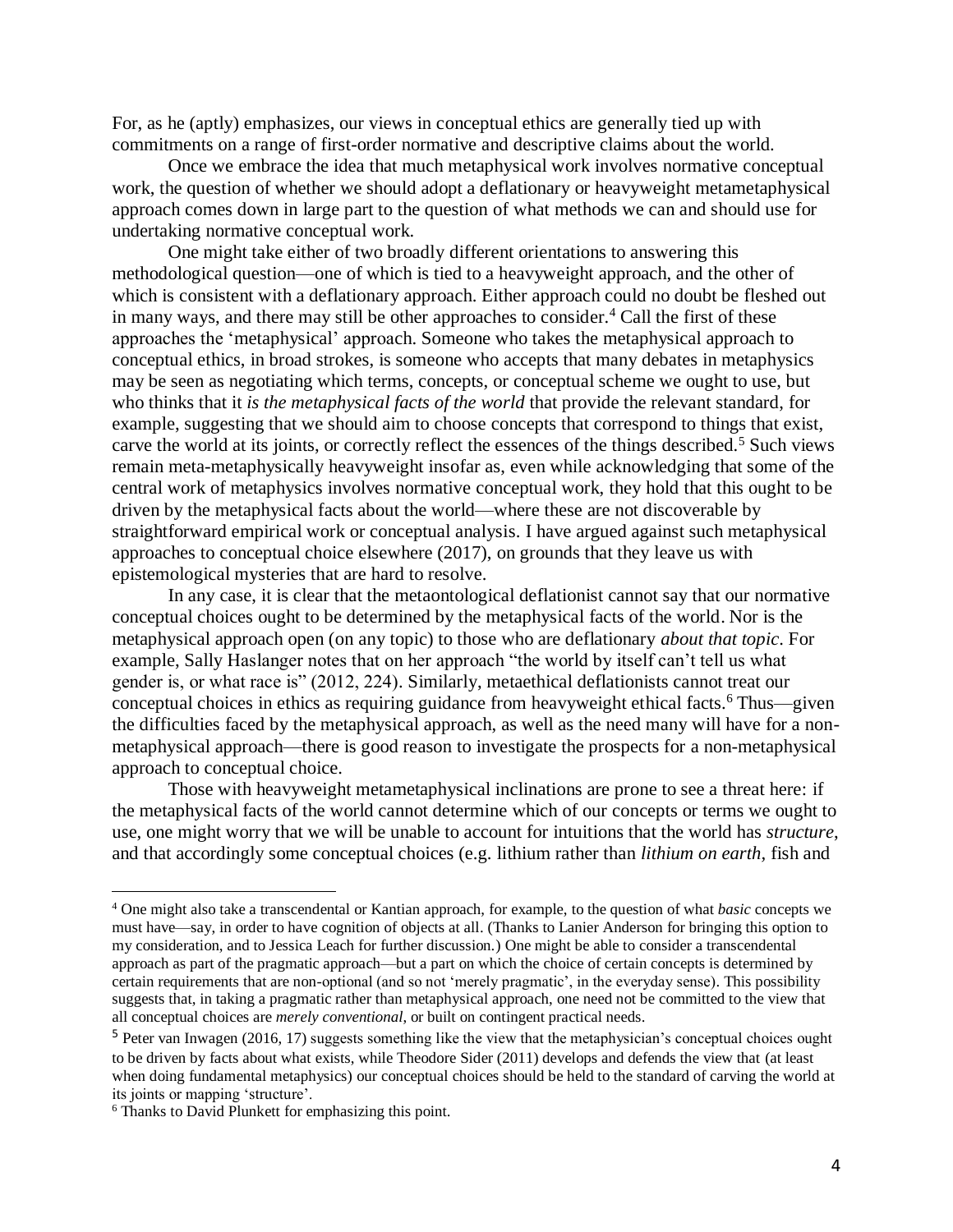For, as he (aptly) emphasizes, our views in conceptual ethics are generally tied up with commitments on a range of first-order normative and descriptive claims about the world.

Once we embrace the idea that much metaphysical work involves normative conceptual work, the question of whether we should adopt a deflationary or heavyweight metametaphysical approach comes down in large part to the question of what methods we can and should use for undertaking normative conceptual work.

One might take either of two broadly different orientations to answering this methodological question—one of which is tied to a heavyweight approach, and the other of which is consistent with a deflationary approach. Either approach could no doubt be fleshed out in many ways, and there may still be other approaches to consider.[4] Call the first of these approaches the 'metaphysical' approach. Someone who takes the metaphysical approach to conceptual ethics, in broad strokes, is someone who accepts that many debates in metaphysics may be seen as negotiating which terms, concepts, or conceptual scheme we ought to use, but who thinks that it *is the metaphysical facts of the world* that provide the relevant standard, for example, suggesting that we should aim to choose concepts that correspond to things that exist, carve the world at its joints, or correctly reflect the essences of the things described.[5] Such views remain meta-metaphysically heavyweight insofar as, even while acknowledging that some of the central work of metaphysics involves normative conceptual work, they hold that this ought to be driven by the metaphysical facts about the world—where these are not discoverable by straightforward empirical work or conceptual analysis. I have argued against such metaphysical approaches to conceptual choice elsewhere (2017), on grounds that they leave us with epistemological mysteries that are hard to resolve.

In any case, it is clear that the metaontological deflationist cannot say that our normative conceptual choices ought to be determined by the metaphysical facts of the world. Nor is the metaphysical approach open (on any topic) to those who are deflationary *about that topic*. For example, Sally Haslanger notes that on her approach "the world by itself can't tell us what gender is, or what race is" (2012, 224). Similarly, metaethical deflationists cannot treat our conceptual choices in ethics as requiring guidance from heavyweight ethical facts.[6] Thus—given the difficulties faced by the metaphysical approach, as well as the need many will have for a non-metaphysical approach—there is good reason to investigate the prospects for a non-metaphysical approach to conceptual choice.

Those with heavyweight metametaphysical inclinations are prone to see a threat here: if the metaphysical facts of the world cannot determine which of our concepts or terms we ought to use, one might worry that we will be unable to account for intuitions that the world has *structure*, and that accordingly some conceptual choices (e.g. lithium rather than *lithium on earth*, fish and

---

[4] One might also take a transcendental or Kantian approach, for example, to the question of what *basic* concepts we must have—say, in order to have cognition of objects at all. (Thanks to Lanier Anderson for bringing this option to my consideration, and to Jessica Leach for further discussion.) One might be able to consider a transcendental approach as part of the pragmatic approach—but a part on which the choice of certain concepts is determined by certain requirements that are non-optional (and so not 'merely pragmatic', in the everyday sense). This possibility suggests that, in taking a pragmatic rather than metaphysical approach, one need not be committed to the view that all conceptual choices are *merely conventional*, or built on contingent practical needs.

[5] Peter van Inwagen (2016, 17) suggests something like the view that the metaphysician's conceptual choices ought to be driven by facts about what exists, while Theodore Sider (2011) develops and defends the view that (at least when doing fundamental metaphysics) our conceptual choices should be held to the standard of carving the world at its joints or mapping 'structure'.

[6] Thanks to David Plunkett for emphasizing this point.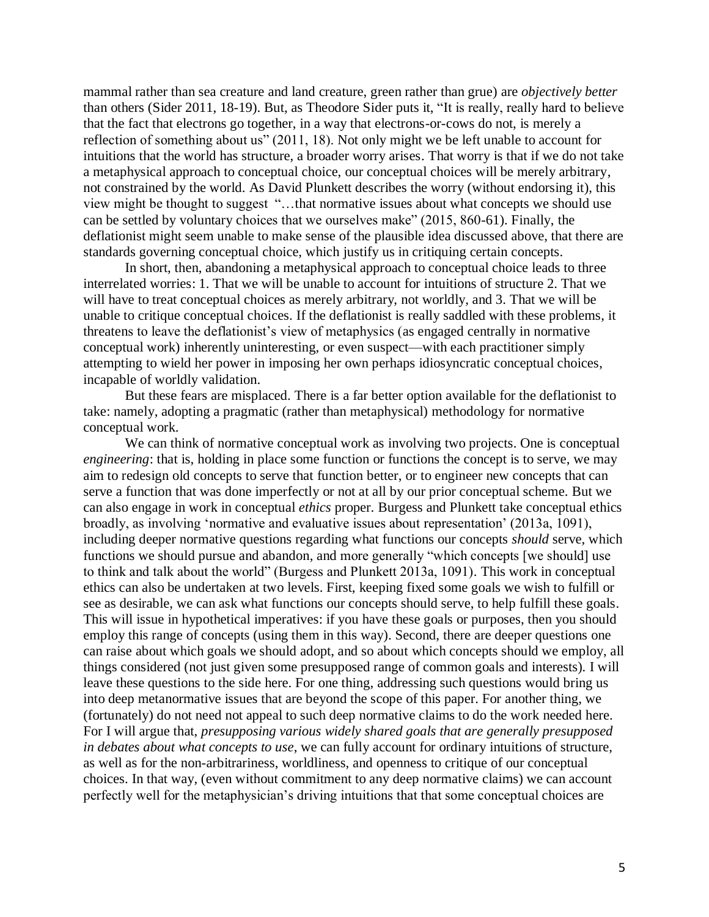mammal rather than sea creature and land creature, green rather than grue) are *objectively better* than others (Sider 2011, 18-19). But, as Theodore Sider puts it, "It is really, really hard to believe that the fact that electrons go together, in a way that electrons-or-cows do not, is merely a reflection of something about us" (2011, 18). Not only might we be left unable to account for intuitions that the world has structure, a broader worry arises. That worry is that if we do not take a metaphysical approach to conceptual choice, our conceptual choices will be merely arbitrary, not constrained by the world. As David Plunkett describes the worry (without endorsing it), this view might be thought to suggest "…that normative issues about what concepts we should use can be settled by voluntary choices that we ourselves make" (2015, 860-61). Finally, the deflationist might seem unable to make sense of the plausible idea discussed above, that there are standards governing conceptual choice, which justify us in critiquing certain concepts.

In short, then, abandoning a metaphysical approach to conceptual choice leads to three interrelated worries: 1. That we will be unable to account for intuitions of structure 2. That we will have to treat conceptual choices as merely arbitrary, not worldly, and 3. That we will be unable to critique conceptual choices. If the deflationist is really saddled with these problems, it threatens to leave the deflationist's view of metaphysics (as engaged centrally in normative conceptual work) inherently uninteresting, or even suspect—with each practitioner simply attempting to wield her power in imposing her own perhaps idiosyncratic conceptual choices, incapable of worldly validation.

But these fears are misplaced. There is a far better option available for the deflationist to take: namely, adopting a pragmatic (rather than metaphysical) methodology for normative conceptual work.

We can think of normative conceptual work as involving two projects. One is conceptual *engineering*: that is, holding in place some function or functions the concept is to serve, we may aim to redesign old concepts to serve that function better, or to engineer new concepts that can serve a function that was done imperfectly or not at all by our prior conceptual scheme. But we can also engage in work in conceptual *ethics* proper. Burgess and Plunkett take conceptual ethics broadly, as involving 'normative and evaluative issues about representation' (2013a, 1091), including deeper normative questions regarding what functions our concepts *should* serve, which functions we should pursue and abandon, and more generally "which concepts [we should] use to think and talk about the world" (Burgess and Plunkett 2013a, 1091). This work in conceptual ethics can also be undertaken at two levels. First, keeping fixed some goals we wish to fulfill or see as desirable, we can ask what functions our concepts should serve, to help fulfill these goals. This will issue in hypothetical imperatives: if you have these goals or purposes, then you should employ this range of concepts (using them in this way). Second, there are deeper questions one can raise about which goals we should adopt, and so about which concepts should we employ, all things considered (not just given some presupposed range of common goals and interests). I will leave these questions to the side here. For one thing, addressing such questions would bring us into deep metanormative issues that are beyond the scope of this paper. For another thing, we (fortunately) do not need not appeal to such deep normative claims to do the work needed here. For I will argue that, *presupposing various widely shared goals that are generally presupposed in debates about what concepts to use*, we can fully account for ordinary intuitions of structure, as well as for the non-arbitrariness, worldliness, and openness to critique of our conceptual choices. In that way, (even without commitment to any deep normative claims) we can account perfectly well for the metaphysician's driving intuitions that that some conceptual choices are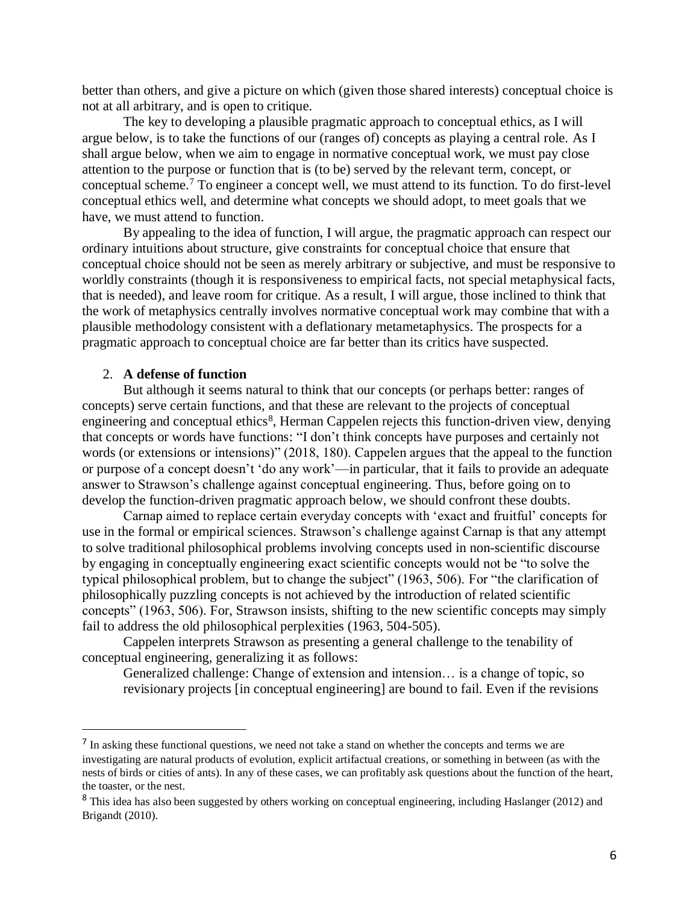better than others, and give a picture on which (given those shared interests) conceptual choice is not at all arbitrary, and is open to critique.

The key to developing a plausible pragmatic approach to conceptual ethics, as I will argue below, is to take the functions of our (ranges of) concepts as playing a central role. As I shall argue below, when we aim to engage in normative conceptual work, we must pay close attention to the purpose or function that is (to be) served by the relevant term, concept, or conceptual scheme.[7] To engineer a concept well, we must attend to its function. To do first-level conceptual ethics well, and determine what concepts we should adopt, to meet goals that we have, we must attend to function.

By appealing to the idea of function, I will argue, the pragmatic approach can respect our ordinary intuitions about structure, give constraints for conceptual choice that ensure that conceptual choice should not be seen as merely arbitrary or subjective, and must be responsive to worldly constraints (though it is responsiveness to empirical facts, not special metaphysical facts, that is needed), and leave room for critique. As a result, I will argue, those inclined to think that the work of metaphysics centrally involves normative conceptual work may combine that with a plausible methodology consistent with a deflationary metametaphysics. The prospects for a pragmatic approach to conceptual choice are far better than its critics have suspected.

## 2. A defense of function

But although it seems natural to think that our concepts (or perhaps better: ranges of concepts) serve certain functions, and that these are relevant to the projects of conceptual engineering and conceptual ethics[8], Herman Cappelen rejects this function-driven view, denying that concepts or words have functions: "I don't think concepts have purposes and certainly not words (or extensions or intensions)" (2018, 180). Cappelen argues that the appeal to the function or purpose of a concept doesn't 'do any work'—in particular, that it fails to provide an adequate answer to Strawson's challenge against conceptual engineering. Thus, before going on to develop the function-driven pragmatic approach below, we should confront these doubts.

Carnap aimed to replace certain everyday concepts with 'exact and fruitful' concepts for use in the formal or empirical sciences. Strawson's challenge against Carnap is that any attempt to solve traditional philosophical problems involving concepts used in non-scientific discourse by engaging in conceptually engineering exact scientific concepts would not be "to solve the typical philosophical problem, but to change the subject" (1963, 506). For "the clarification of philosophically puzzling concepts is not achieved by the introduction of related scientific concepts" (1963, 506). For, Strawson insists, shifting to the new scientific concepts may simply fail to address the old philosophical perplexities (1963, 504-505).

Cappelen interprets Strawson as presenting a general challenge to the tenability of conceptual engineering, generalizing it as follows:

> Generalized challenge: Change of extension and intension… is a change of topic, so revisionary projects [in conceptual engineering] are bound to fail. Even if the revisions

---

[7] In asking these functional questions, we need not take a stand on whether the concepts and terms we are investigating are natural products of evolution, explicit artifactual creations, or something in between (as with the nests of birds or cities of ants). In any of these cases, we can profitably ask questions about the function of the heart, the toaster, or the nest.

[8] This idea has also been suggested by others working on conceptual engineering, including Haslanger (2012) and Brigandt (2010).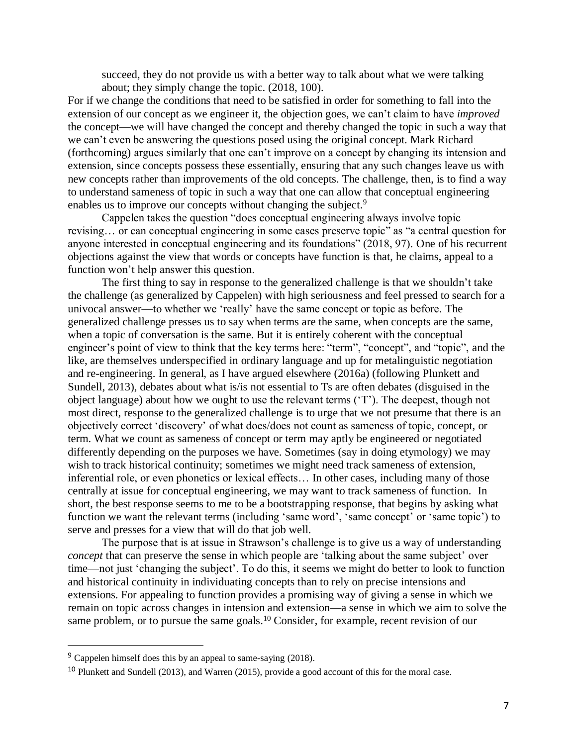> succeed, they do not provide us with a better way to talk about what we were talking about; they simply change the topic. (2018, 100).

For if we change the conditions that need to be satisfied in order for something to fall into the extension of our concept as we engineer it, the objection goes, we can't claim to have *improved* the concept—we will have changed the concept and thereby changed the topic in such a way that we can't even be answering the questions posed using the original concept. Mark Richard (forthcoming) argues similarly that one can't improve on a concept by changing its intension and extension, since concepts possess these essentially, ensuring that any such changes leave us with new concepts rather than improvements of the old concepts. The challenge, then, is to find a way to understand sameness of topic in such a way that one can allow that conceptual engineering enables us to improve our concepts without changing the subject.[9]

Cappelen takes the question "does conceptual engineering always involve topic revising… or can conceptual engineering in some cases preserve topic" as "a central question for anyone interested in conceptual engineering and its foundations" (2018, 97). One of his recurrent objections against the view that words or concepts have function is that, he claims, appeal to a function won't help answer this question.

The first thing to say in response to the generalized challenge is that we shouldn't take the challenge (as generalized by Cappelen) with high seriousness and feel pressed to search for a univocal answer—to whether we 'really' have the same concept or topic as before. The generalized challenge presses us to say when terms are the same, when concepts are the same, when a topic of conversation is the same. But it is entirely coherent with the conceptual engineer's point of view to think that the key terms here: "term", "concept", and "topic", and the like, are themselves underspecified in ordinary language and up for metalinguistic negotiation and re-engineering. In general, as I have argued elsewhere (2016a) (following Plunkett and Sundell, 2013), debates about what is/is not essential to Ts are often debates (disguised in the object language) about how we ought to use the relevant terms ('T'). The deepest, though not most direct, response to the generalized challenge is to urge that we not presume that there is an objectively correct 'discovery' of what does/does not count as sameness of topic, concept, or term. What we count as sameness of concept or term may aptly be engineered or negotiated differently depending on the purposes we have. Sometimes (say in doing etymology) we may wish to track historical continuity; sometimes we might need track sameness of extension, inferential role, or even phonetics or lexical effects… In other cases, including many of those centrally at issue for conceptual engineering, we may want to track sameness of function. In short, the best response seems to me to be a bootstrapping response, that begins by asking what function we want the relevant terms (including 'same word', 'same concept' or 'same topic') to serve and presses for a view that will do that job well.

The purpose that is at issue in Strawson's challenge is to give us a way of understanding *concept* that can preserve the sense in which people are 'talking about the same subject' over time—not just 'changing the subject'. To do this, it seems we might do better to look to function and historical continuity in individuating concepts than to rely on precise intensions and extensions. For appealing to function provides a promising way of giving a sense in which we remain on topic across changes in intension and extension—a sense in which we aim to solve the same problem, or to pursue the same goals.[10] Consider, for example, recent revision of our

---

[9] Cappelen himself does this by an appeal to same-saying (2018).

[10] Plunkett and Sundell (2013), and Warren (2015), provide a good account of this for the moral case.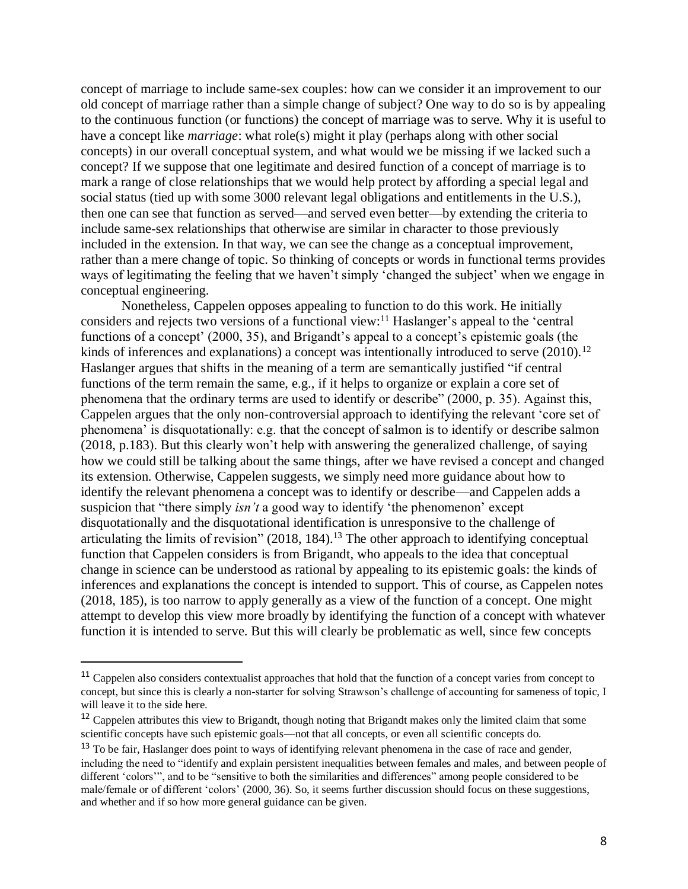concept of marriage to include same-sex couples: how can we consider it an improvement to our old concept of marriage rather than a simple change of subject? One way to do so is by appealing to the continuous function (or functions) the concept of marriage was to serve. Why it is useful to have a concept like *marriage*: what role(s) might it play (perhaps along with other social concepts) in our overall conceptual system, and what would we be missing if we lacked such a concept? If we suppose that one legitimate and desired function of a concept of marriage is to mark a range of close relationships that we would help protect by affording a special legal and social status (tied up with some 3000 relevant legal obligations and entitlements in the U.S.), then one can see that function as served—and served even better—by extending the criteria to include same-sex relationships that otherwise are similar in character to those previously included in the extension. In that way, we can see the change as a conceptual improvement, rather than a mere change of topic. So thinking of concepts or words in functional terms provides ways of legitimating the feeling that we haven't simply 'changed the subject' when we engage in conceptual engineering.

Nonetheless, Cappelen opposes appealing to function to do this work. He initially considers and rejects two versions of a functional view:[11] Haslanger's appeal to the 'central functions of a concept' (2000, 35), and Brigandt's appeal to a concept's epistemic goals (the kinds of inferences and explanations) a concept was intentionally introduced to serve (2010).[12] Haslanger argues that shifts in the meaning of a term are semantically justified "if central functions of the term remain the same, e.g., if it helps to organize or explain a core set of phenomena that the ordinary terms are used to identify or describe" (2000, p. 35). Against this, Cappelen argues that the only non-controversial approach to identifying the relevant 'core set of phenomena' is disquotationally: e.g. that the concept of salmon is to identify or describe salmon (2018, p.183). But this clearly won't help with answering the generalized challenge, of saying how we could still be talking about the same things, after we have revised a concept and changed its extension. Otherwise, Cappelen suggests, we simply need more guidance about how to identify the relevant phenomena a concept was to identify or describe—and Cappelen adds a suspicion that "there simply *isn't* a good way to identify 'the phenomenon' except disquotationally and the disquotational identification is unresponsive to the challenge of articulating the limits of revision" (2018, 184).[13] The other approach to identifying conceptual function that Cappelen considers is from Brigandt, who appeals to the idea that conceptual change in science can be understood as rational by appealing to its epistemic goals: the kinds of inferences and explanations the concept is intended to support. This of course, as Cappelen notes (2018, 185), is too narrow to apply generally as a view of the function of a concept. One might attempt to develop this view more broadly by identifying the function of a concept with whatever function it is intended to serve. But this will clearly be problematic as well, since few concepts

---

[11] Cappelen also considers contextualist approaches that hold that the function of a concept varies from concept to concept, but since this is clearly a non-starter for solving Strawson's challenge of accounting for sameness of topic, I will leave it to the side here.

[12] Cappelen attributes this view to Brigandt, though noting that Brigandt makes only the limited claim that some scientific concepts have such epistemic goals—not that all concepts, or even all scientific concepts do.

[13] To be fair, Haslanger does point to ways of identifying relevant phenomena in the case of race and gender, including the need to "identify and explain persistent inequalities between females and males, and between people of different 'colors'", and to be "sensitive to both the similarities and differences" among people considered to be male/female or of different 'colors' (2000, 36). So, it seems further discussion should focus on these suggestions, and whether and if so how more general guidance can be given.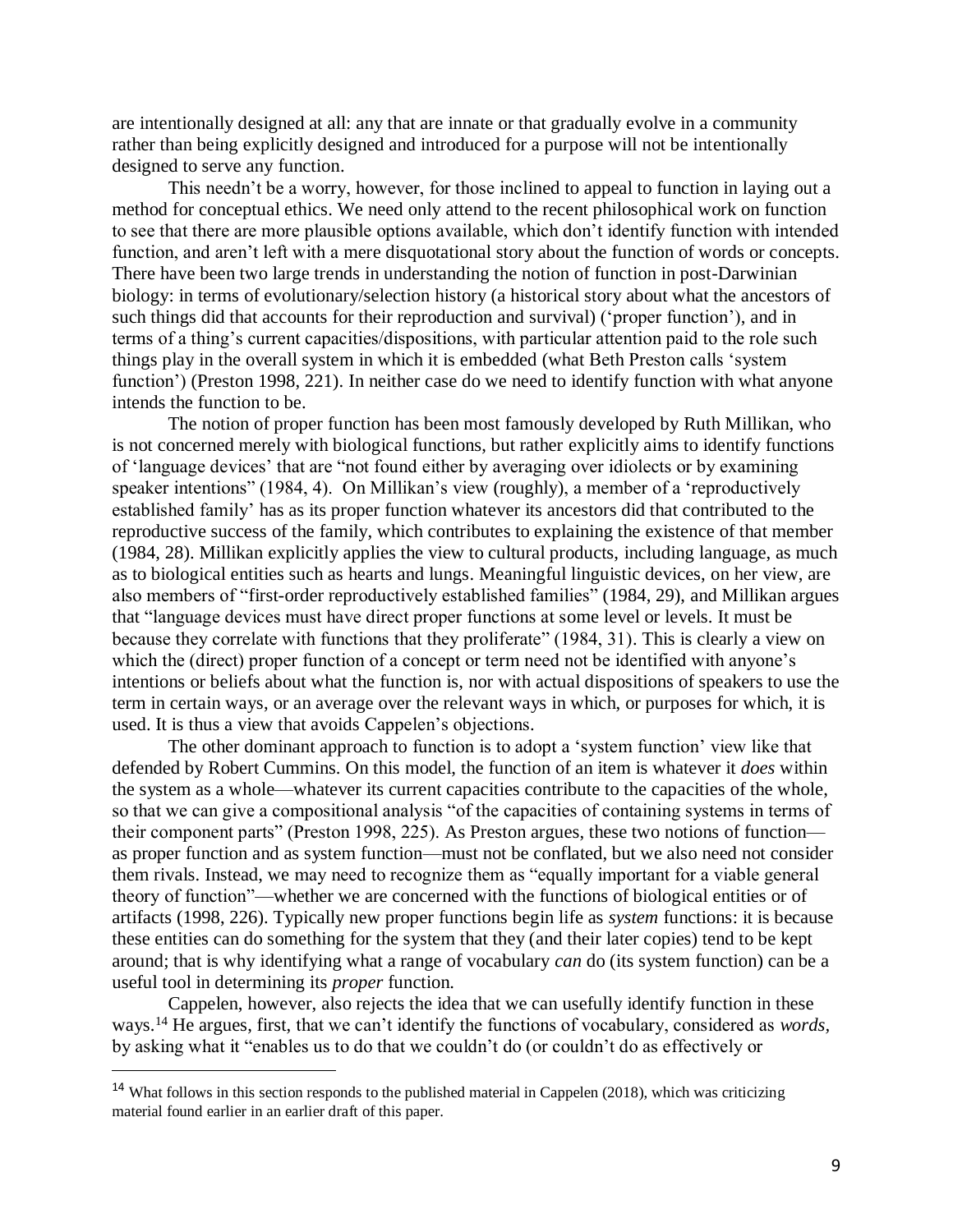are intentionally designed at all: any that are innate or that gradually evolve in a community rather than being explicitly designed and introduced for a purpose will not be intentionally designed to serve any function.

This needn't be a worry, however, for those inclined to appeal to function in laying out a method for conceptual ethics. We need only attend to the recent philosophical work on function to see that there are more plausible options available, which don't identify function with intended function, and aren't left with a mere disquotational story about the function of words or concepts. There have been two large trends in understanding the notion of function in post-Darwinian biology: in terms of evolutionary/selection history (a historical story about what the ancestors of such things did that accounts for their reproduction and survival) ('proper function'), and in terms of a thing's current capacities/dispositions, with particular attention paid to the role such things play in the overall system in which it is embedded (what Beth Preston calls 'system function') (Preston 1998, 221). In neither case do we need to identify function with what anyone intends the function to be.

The notion of proper function has been most famously developed by Ruth Millikan, who is not concerned merely with biological functions, but rather explicitly aims to identify functions of 'language devices' that are "not found either by averaging over idiolects or by examining speaker intentions" (1984, 4). On Millikan's view (roughly), a member of a 'reproductively established family' has as its proper function whatever its ancestors did that contributed to the reproductive success of the family, which contributes to explaining the existence of that member (1984, 28). Millikan explicitly applies the view to cultural products, including language, as much as to biological entities such as hearts and lungs. Meaningful linguistic devices, on her view, are also members of "first-order reproductively established families" (1984, 29), and Millikan argues that "language devices must have direct proper functions at some level or levels. It must be because they correlate with functions that they proliferate" (1984, 31). This is clearly a view on which the (direct) proper function of a concept or term need not be identified with anyone's intentions or beliefs about what the function is, nor with actual dispositions of speakers to use the term in certain ways, or an average over the relevant ways in which, or purposes for which, it is used. It is thus a view that avoids Cappelen's objections.

The other dominant approach to function is to adopt a 'system function' view like that defended by Robert Cummins. On this model, the function of an item is whatever it *does* within the system as a whole—whatever its current capacities contribute to the capacities of the whole, so that we can give a compositional analysis "of the capacities of containing systems in terms of their component parts" (Preston 1998, 225). As Preston argues, these two notions of function—as proper function and as system function—must not be conflated, but we also need not consider them rivals. Instead, we may need to recognize them as "equally important for a viable general theory of function"—whether we are concerned with the functions of biological entities or of artifacts (1998, 226). Typically new proper functions begin life as *system* functions: it is because these entities can do something for the system that they (and their later copies) tend to be kept around; that is why identifying what a range of vocabulary *can* do (its system function) can be a useful tool in determining its *proper* function.

Cappelen, however, also rejects the idea that we can usefully identify function in these ways.[14] He argues, first, that we can't identify the functions of vocabulary, considered as *words*, by asking what it "enables us to do that we couldn't do (or couldn't do as effectively or

---

[14] What follows in this section responds to the published material in Cappelen (2018), which was criticizing material found earlier in an earlier draft of this paper.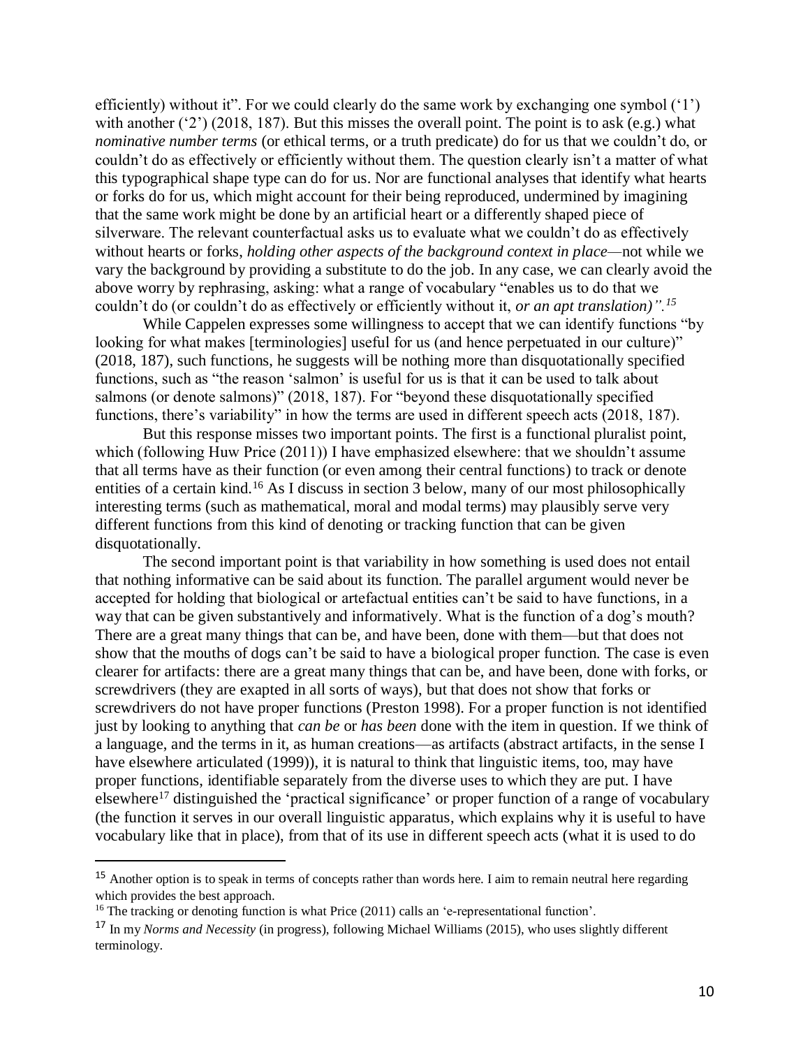efficiently) without it". For we could clearly do the same work by exchanging one symbol ('1') with another ('2') (2018, 187). But this misses the overall point. The point is to ask (e.g.) what *nominative number terms* (or ethical terms, or a truth predicate) do for us that we couldn't do, or couldn't do as effectively or efficiently without them. The question clearly isn't a matter of what this typographical shape type can do for us. Nor are functional analyses that identify what hearts or forks do for us, which might account for their being reproduced, undermined by imagining that the same work might be done by an artificial heart or a differently shaped piece of silverware. The relevant counterfactual asks us to evaluate what we couldn't do as effectively without hearts or forks, *holding other aspects of the background context in place*—not while we vary the background by providing a substitute to do the job. In any case, we can clearly avoid the above worry by rephrasing, asking: what a range of vocabulary "enables us to do that we couldn't do (or couldn't do as effectively or efficiently without it, *or an apt translation)".*[15]

While Cappelen expresses some willingness to accept that we can identify functions "by looking for what makes [terminologies] useful for us (and hence perpetuated in our culture)" (2018, 187), such functions, he suggests will be nothing more than disquotationally specified functions, such as "the reason 'salmon' is useful for us is that it can be used to talk about salmons (or denote salmons)" (2018, 187). For "beyond these disquotationally specified functions, there's variability" in how the terms are used in different speech acts (2018, 187).

But this response misses two important points. The first is a functional pluralist point, which (following Huw Price (2011)) I have emphasized elsewhere: that we shouldn't assume that all terms have as their function (or even among their central functions) to track or denote entities of a certain kind.[16] As I discuss in section 3 below, many of our most philosophically interesting terms (such as mathematical, moral and modal terms) may plausibly serve very different functions from this kind of denoting or tracking function that can be given disquotationally.

The second important point is that variability in how something is used does not entail that nothing informative can be said about its function. The parallel argument would never be accepted for holding that biological or artefactual entities can't be said to have functions, in a way that can be given substantively and informatively. What is the function of a dog's mouth? There are a great many things that can be, and have been, done with them—but that does not show that the mouths of dogs can't be said to have a biological proper function. The case is even clearer for artifacts: there are a great many things that can be, and have been, done with forks, or screwdrivers (they are exapted in all sorts of ways), but that does not show that forks or screwdrivers do not have proper functions (Preston 1998). For a proper function is not identified just by looking to anything that *can be* or *has been* done with the item in question. If we think of a language, and the terms in it, as human creations—as artifacts (abstract artifacts, in the sense I have elsewhere articulated (1999)), it is natural to think that linguistic items, too, may have proper functions, identifiable separately from the diverse uses to which they are put. I have elsewhere[17] distinguished the 'practical significance' or proper function of a range of vocabulary (the function it serves in our overall linguistic apparatus, which explains why it is useful to have vocabulary like that in place), from that of its use in different speech acts (what it is used to do

---

[15] Another option is to speak in terms of concepts rather than words here. I aim to remain neutral here regarding which provides the best approach.

[16] The tracking or denoting function is what Price (2011) calls an 'e-representational function'.

[17] In my *Norms and Necessity* (in progress), following Michael Williams (2015), who uses slightly different terminology.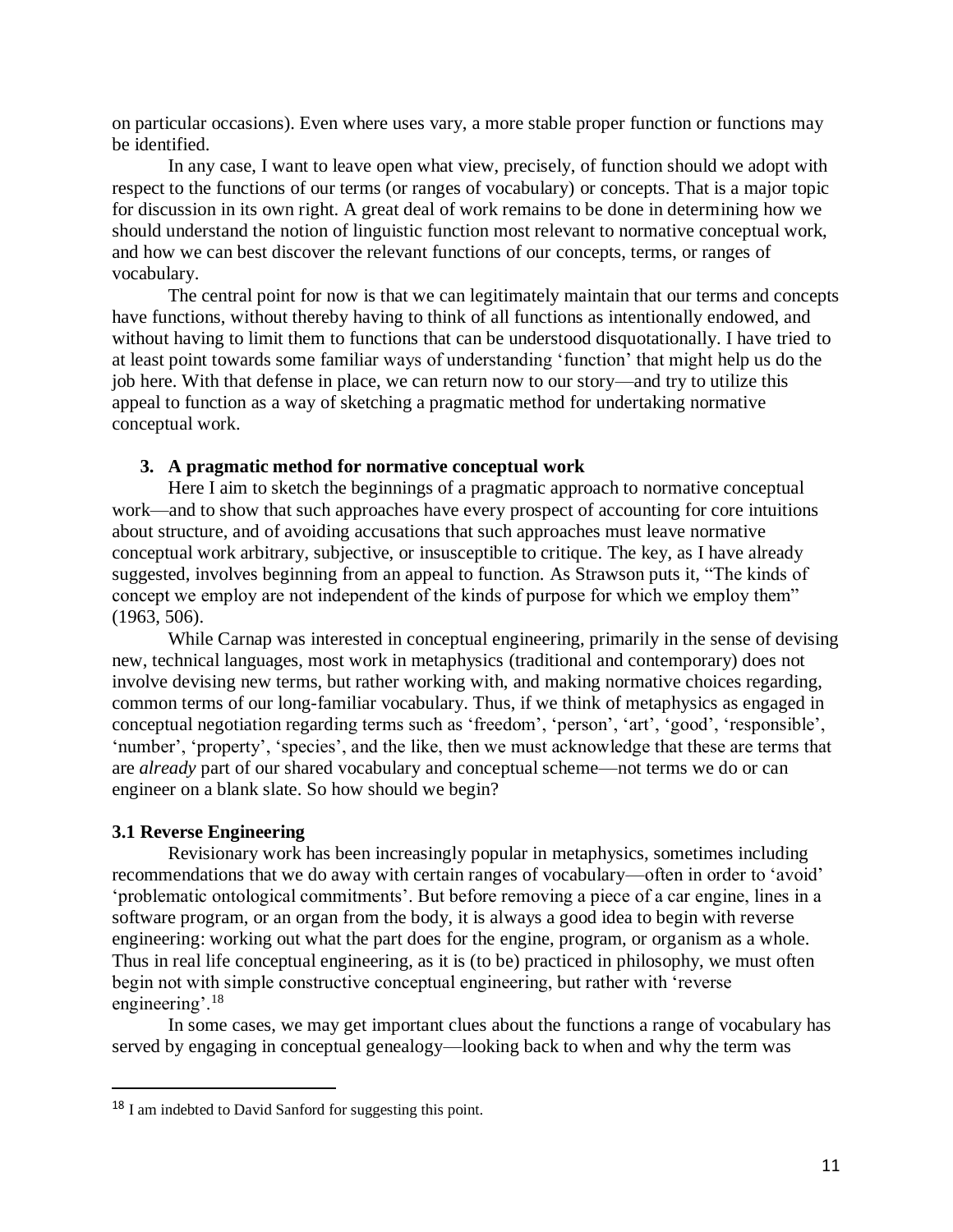on particular occasions). Even where uses vary, a more stable proper function or functions may be identified.

In any case, I want to leave open what view, precisely, of function should we adopt with respect to the functions of our terms (or ranges of vocabulary) or concepts. That is a major topic for discussion in its own right. A great deal of work remains to be done in determining how we should understand the notion of linguistic function most relevant to normative conceptual work, and how we can best discover the relevant functions of our concepts, terms, or ranges of vocabulary.

The central point for now is that we can legitimately maintain that our terms and concepts have functions, without thereby having to think of all functions as intentionally endowed, and without having to limit them to functions that can be understood disquotationally. I have tried to at least point towards some familiar ways of understanding 'function' that might help us do the job here. With that defense in place, we can return now to our story—and try to utilize this appeal to function as a way of sketching a pragmatic method for undertaking normative conceptual work.

## 3. A pragmatic method for normative conceptual work

Here I aim to sketch the beginnings of a pragmatic approach to normative conceptual work—and to show that such approaches have every prospect of accounting for core intuitions about structure, and of avoiding accusations that such approaches must leave normative conceptual work arbitrary, subjective, or insusceptible to critique. The key, as I have already suggested, involves beginning from an appeal to function. As Strawson puts it, "The kinds of concept we employ are not independent of the kinds of purpose for which we employ them" (1963, 506).

While Carnap was interested in conceptual engineering, primarily in the sense of devising new, technical languages, most work in metaphysics (traditional and contemporary) does not involve devising new terms, but rather working with, and making normative choices regarding, common terms of our long-familiar vocabulary. Thus, if we think of metaphysics as engaged in conceptual negotiation regarding terms such as 'freedom', 'person', 'art', 'good', 'responsible', 'number', 'property', 'species', and the like, then we must acknowledge that these are terms that are *already* part of our shared vocabulary and conceptual scheme—not terms we do or can engineer on a blank slate. So how should we begin?

### 3.1 Reverse Engineering

Revisionary work has been increasingly popular in metaphysics, sometimes including recommendations that we do away with certain ranges of vocabulary—often in order to 'avoid' 'problematic ontological commitments'. But before removing a piece of a car engine, lines in a software program, or an organ from the body, it is always a good idea to begin with reverse engineering: working out what the part does for the engine, program, or organism as a whole. Thus in real life conceptual engineering, as it is (to be) practiced in philosophy, we must often begin not with simple constructive conceptual engineering, but rather with 'reverse engineering'.[18]

In some cases, we may get important clues about the functions a range of vocabulary has served by engaging in conceptual genealogy—looking back to when and why the term was

[18] I am indebted to David Sanford for suggesting this point.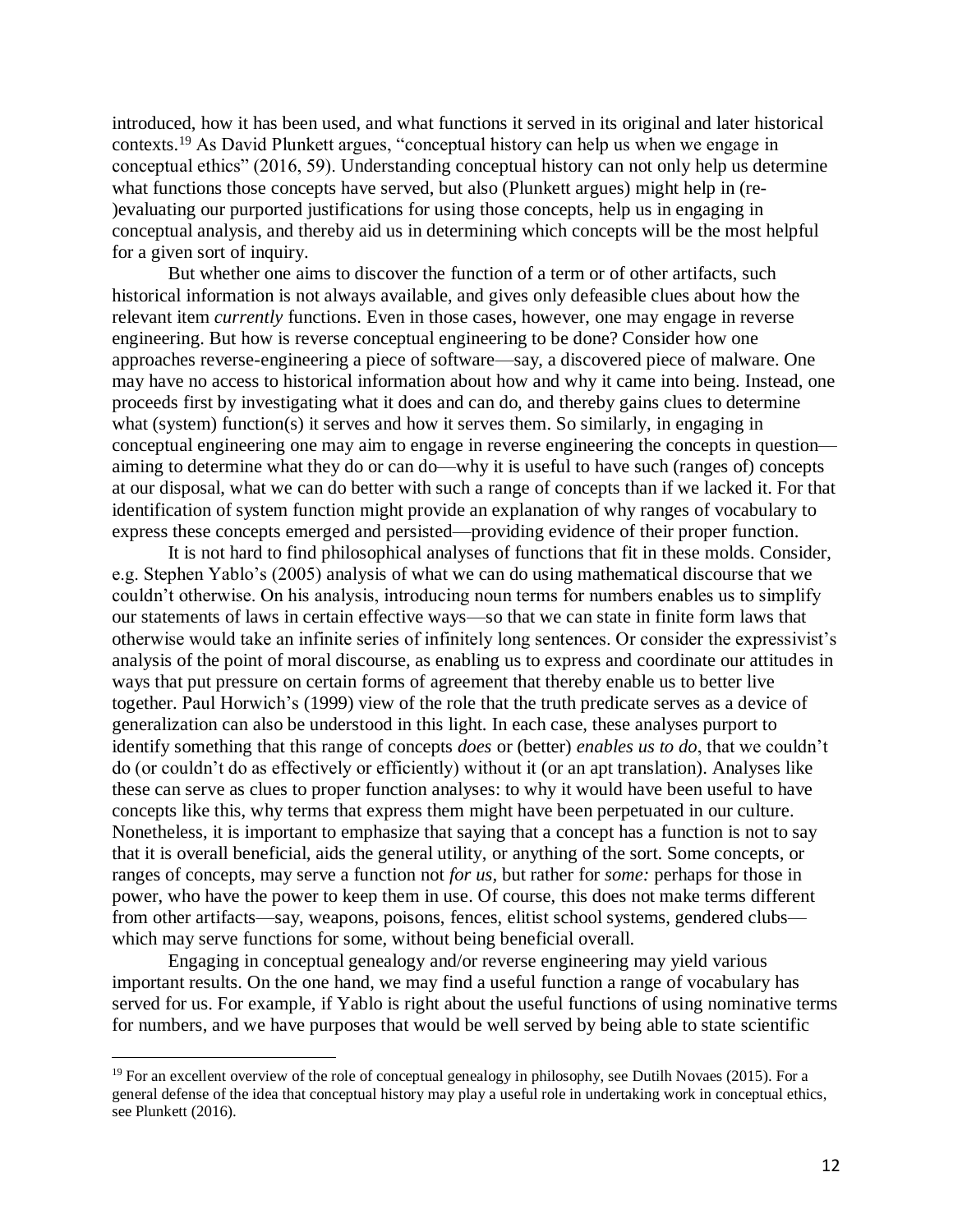introduced, how it has been used, and what functions it served in its original and later historical contexts.[19] As David Plunkett argues, "conceptual history can help us when we engage in conceptual ethics" (2016, 59). Understanding conceptual history can not only help us determine what functions those concepts have served, but also (Plunkett argues) might help in (re-)evaluating our purported justifications for using those concepts, help us in engaging in conceptual analysis, and thereby aid us in determining which concepts will be the most helpful for a given sort of inquiry.

But whether one aims to discover the function of a term or of other artifacts, such historical information is not always available, and gives only defeasible clues about how the relevant item *currently* functions. Even in those cases, however, one may engage in reverse engineering. But how is reverse conceptual engineering to be done? Consider how one approaches reverse-engineering a piece of software—say, a discovered piece of malware. One may have no access to historical information about how and why it came into being. Instead, one proceeds first by investigating what it does and can do, and thereby gains clues to determine what (system) function(s) it serves and how it serves them. So similarly, in engaging in conceptual engineering one may aim to engage in reverse engineering the concepts in question—aiming to determine what they do or can do—why it is useful to have such (ranges of) concepts at our disposal, what we can do better with such a range of concepts than if we lacked it. For that identification of system function might provide an explanation of why ranges of vocabulary to express these concepts emerged and persisted—providing evidence of their proper function.

It is not hard to find philosophical analyses of functions that fit in these molds. Consider, e.g. Stephen Yablo's (2005) analysis of what we can do using mathematical discourse that we couldn't otherwise. On his analysis, introducing noun terms for numbers enables us to simplify our statements of laws in certain effective ways—so that we can state in finite form laws that otherwise would take an infinite series of infinitely long sentences. Or consider the expressivist's analysis of the point of moral discourse, as enabling us to express and coordinate our attitudes in ways that put pressure on certain forms of agreement that thereby enable us to better live together. Paul Horwich's (1999) view of the role that the truth predicate serves as a device of generalization can also be understood in this light. In each case, these analyses purport to identify something that this range of concepts *does* or (better) *enables us to do*, that we couldn't do (or couldn't do as effectively or efficiently) without it (or an apt translation). Analyses like these can serve as clues to proper function analyses: to why it would have been useful to have concepts like this, why terms that express them might have been perpetuated in our culture. Nonetheless, it is important to emphasize that saying that a concept has a function is not to say that it is overall beneficial, aids the general utility, or anything of the sort. Some concepts, or ranges of concepts, may serve a function not *for us*, but rather for *some:* perhaps for those in power, who have the power to keep them in use. Of course, this does not make terms different from other artifacts—say, weapons, poisons, fences, elitist school systems, gendered clubs—which may serve functions for some, without being beneficial overall.

Engaging in conceptual genealogy and/or reverse engineering may yield various important results. On the one hand, we may find a useful function a range of vocabulary has served for us. For example, if Yablo is right about the useful functions of using nominative terms for numbers, and we have purposes that would be well served by being able to state scientific

[19] For an excellent overview of the role of conceptual genealogy in philosophy, see Dutilh Novaes (2015). For a general defense of the idea that conceptual history may play a useful role in undertaking work in conceptual ethics, see Plunkett (2016).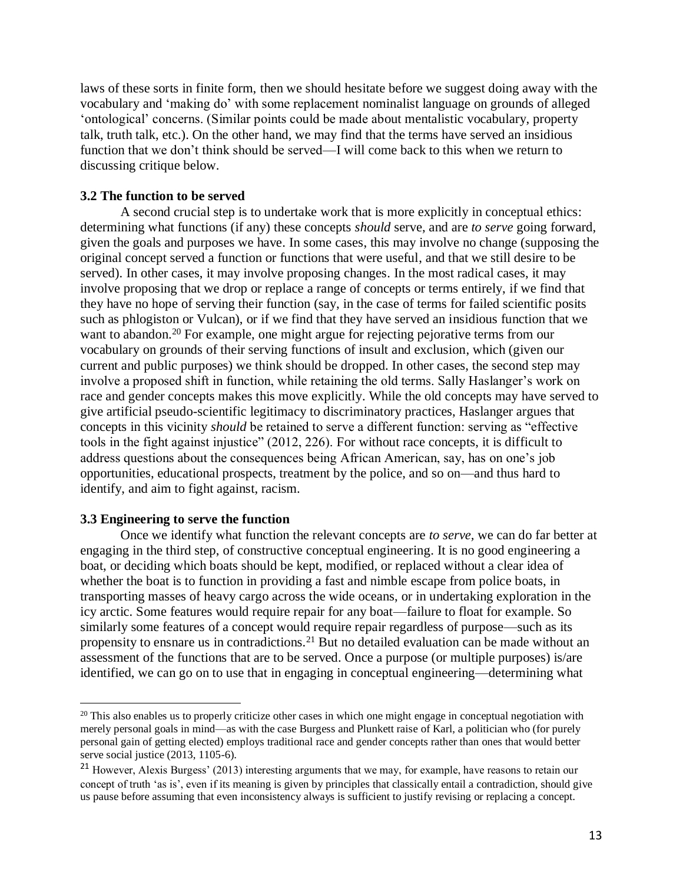laws of these sorts in finite form, then we should hesitate before we suggest doing away with the vocabulary and 'making do' with some replacement nominalist language on grounds of alleged 'ontological' concerns. (Similar points could be made about mentalistic vocabulary, property talk, truth talk, etc.). On the other hand, we may find that the terms have served an insidious function that we don't think should be served—I will come back to this when we return to discussing critique below.

### 3.2 The function to be served

A second crucial step is to undertake work that is more explicitly in conceptual ethics: determining what functions (if any) these concepts *should* serve, and are *to serve* going forward, given the goals and purposes we have. In some cases, this may involve no change (supposing the original concept served a function or functions that were useful, and that we still desire to be served). In other cases, it may involve proposing changes. In the most radical cases, it may involve proposing that we drop or replace a range of concepts or terms entirely, if we find that they have no hope of serving their function (say, in the case of terms for failed scientific posits such as phlogiston or Vulcan), or if we find that they have served an insidious function that we want to abandon.[20] For example, one might argue for rejecting pejorative terms from our vocabulary on grounds of their serving functions of insult and exclusion, which (given our current and public purposes) we think should be dropped. In other cases, the second step may involve a proposed shift in function, while retaining the old terms. Sally Haslanger's work on race and gender concepts makes this move explicitly. While the old concepts may have served to give artificial pseudo-scientific legitimacy to discriminatory practices, Haslanger argues that concepts in this vicinity *should* be retained to serve a different function: serving as "effective tools in the fight against injustice" (2012, 226). For without race concepts, it is difficult to address questions about the consequences being African American, say, has on one's job opportunities, educational prospects, treatment by the police, and so on—and thus hard to identify, and aim to fight against, racism.

### 3.3 Engineering to serve the function

Once we identify what function the relevant concepts are *to serve,* we can do far better at engaging in the third step, of constructive conceptual engineering. It is no good engineering a boat, or deciding which boats should be kept, modified, or replaced without a clear idea of whether the boat is to function in providing a fast and nimble escape from police boats, in transporting masses of heavy cargo across the wide oceans, or in undertaking exploration in the icy arctic. Some features would require repair for any boat—failure to float for example. So similarly some features of a concept would require repair regardless of purpose—such as its propensity to ensnare us in contradictions.[21] But no detailed evaluation can be made without an assessment of the functions that are to be served. Once a purpose (or multiple purposes) is/are identified, we can go on to use that in engaging in conceptual engineering—determining what

---

[20] This also enables us to properly criticize other cases in which one might engage in conceptual negotiation with merely personal goals in mind—as with the case Burgess and Plunkett raise of Karl, a politician who (for purely personal gain of getting elected) employs traditional race and gender concepts rather than ones that would better serve social justice (2013, 1105-6).

[21] However, Alexis Burgess' (2013) interesting arguments that we may, for example, have reasons to retain our concept of truth 'as is', even if its meaning is given by principles that classically entail a contradiction, should give us pause before assuming that even inconsistency always is sufficient to justify revising or replacing a concept.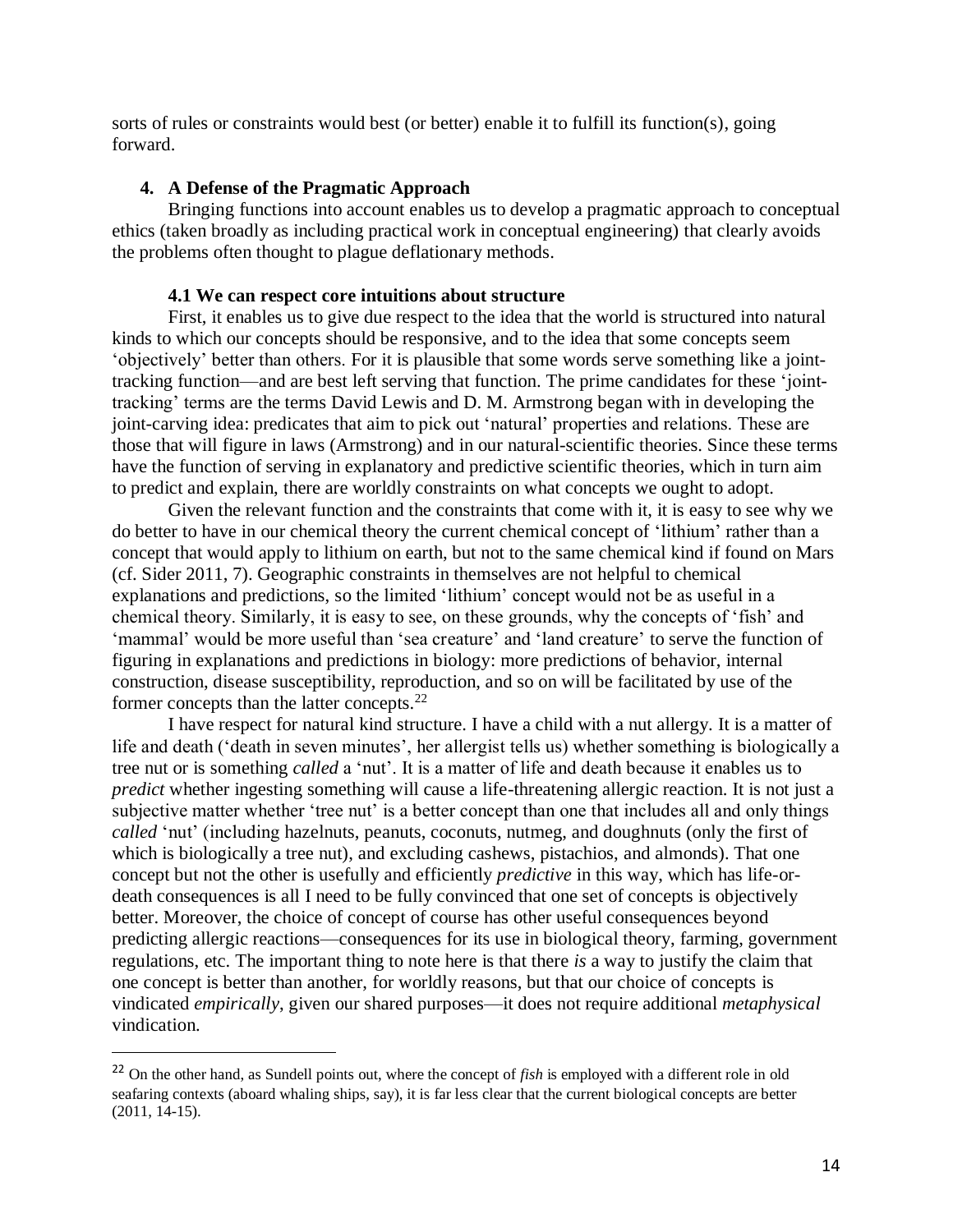sorts of rules or constraints would best (or better) enable it to fulfill its function(s), going forward.

## 4. A Defense of the Pragmatic Approach

Bringing functions into account enables us to develop a pragmatic approach to conceptual ethics (taken broadly as including practical work in conceptual engineering) that clearly avoids the problems often thought to plague deflationary methods.

### 4.1 We can respect core intuitions about structure

First, it enables us to give due respect to the idea that the world is structured into natural kinds to which our concepts should be responsive, and to the idea that some concepts seem 'objectively' better than others. For it is plausible that some words serve something like a joint-tracking function—and are best left serving that function. The prime candidates for these 'joint-tracking' terms are the terms David Lewis and D. M. Armstrong began with in developing the joint-carving idea: predicates that aim to pick out 'natural' properties and relations. These are those that will figure in laws (Armstrong) and in our natural-scientific theories. Since these terms have the function of serving in explanatory and predictive scientific theories, which in turn aim to predict and explain, there are worldly constraints on what concepts we ought to adopt.

Given the relevant function and the constraints that come with it, it is easy to see why we do better to have in our chemical theory the current chemical concept of 'lithium' rather than a concept that would apply to lithium on earth, but not to the same chemical kind if found on Mars (cf. Sider 2011, 7). Geographic constraints in themselves are not helpful to chemical explanations and predictions, so the limited 'lithium' concept would not be as useful in a chemical theory. Similarly, it is easy to see, on these grounds, why the concepts of 'fish' and 'mammal' would be more useful than 'sea creature' and 'land creature' to serve the function of figuring in explanations and predictions in biology: more predictions of behavior, internal construction, disease susceptibility, reproduction, and so on will be facilitated by use of the former concepts than the latter concepts.[22]

I have respect for natural kind structure. I have a child with a nut allergy. It is a matter of life and death ('death in seven minutes', her allergist tells us) whether something is biologically a tree nut or is something *called* a 'nut'. It is a matter of life and death because it enables us to *predict* whether ingesting something will cause a life-threatening allergic reaction. It is not just a subjective matter whether 'tree nut' is a better concept than one that includes all and only things *called* 'nut' (including hazelnuts, peanuts, coconuts, nutmeg, and doughnuts (only the first of which is biologically a tree nut), and excluding cashews, pistachios, and almonds). That one concept but not the other is usefully and efficiently *predictive* in this way, which has life-or-death consequences is all I need to be fully convinced that one set of concepts is objectively better. Moreover, the choice of concept of course has other useful consequences beyond predicting allergic reactions—consequences for its use in biological theory, farming, government regulations, etc. The important thing to note here is that there *is* a way to justify the claim that one concept is better than another, for worldly reasons, but that our choice of concepts is vindicated *empirically*, given our shared purposes—it does not require additional *metaphysical* vindication.

---

[22] On the other hand, as Sundell points out, where the concept of *fish* is employed with a different role in old seafaring contexts (aboard whaling ships, say), it is far less clear that the current biological concepts are better (2011, 14-15).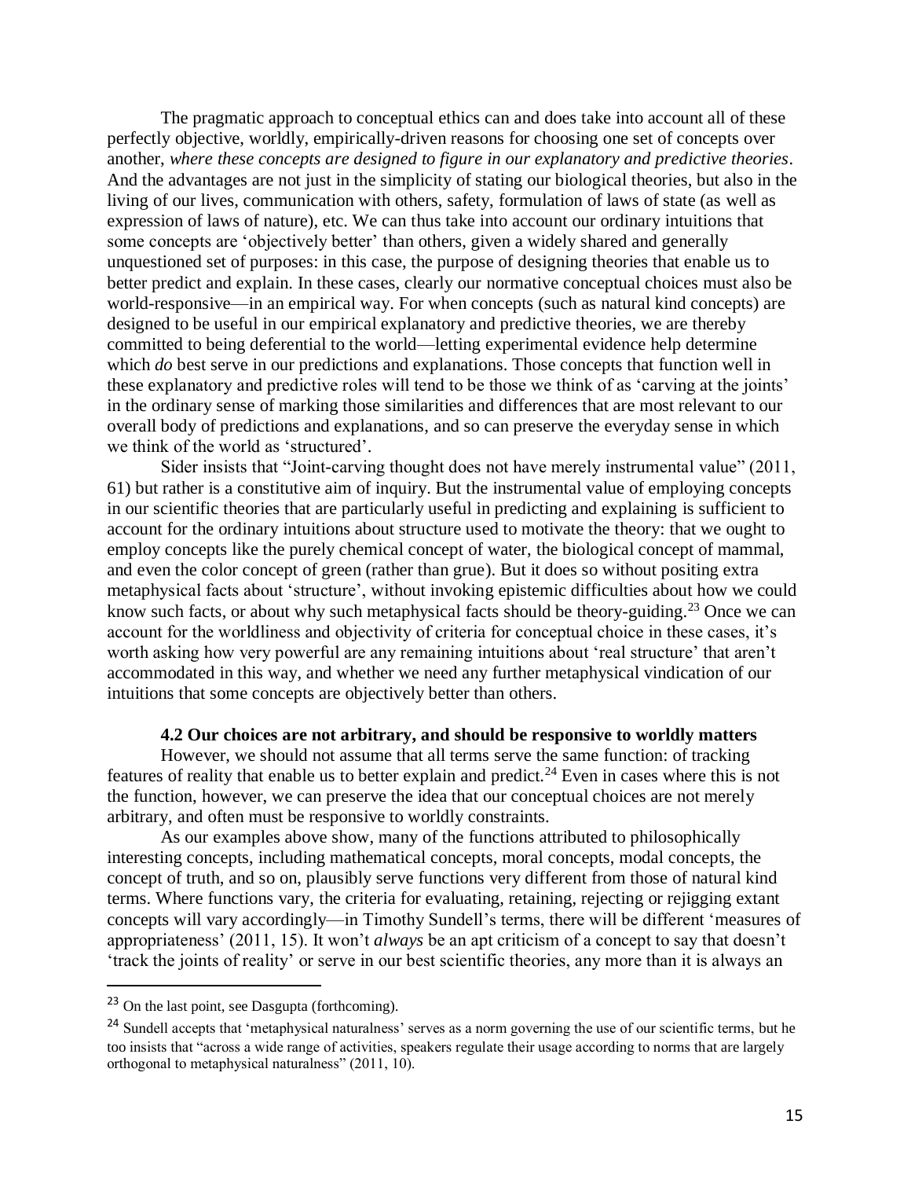The pragmatic approach to conceptual ethics can and does take into account all of these perfectly objective, worldly, empirically-driven reasons for choosing one set of concepts over another, *where these concepts are designed to figure in our explanatory and predictive theories*. And the advantages are not just in the simplicity of stating our biological theories, but also in the living of our lives, communication with others, safety, formulation of laws of state (as well as expression of laws of nature), etc. We can thus take into account our ordinary intuitions that some concepts are 'objectively better' than others, given a widely shared and generally unquestioned set of purposes: in this case, the purpose of designing theories that enable us to better predict and explain. In these cases, clearly our normative conceptual choices must also be world-responsive—in an empirical way. For when concepts (such as natural kind concepts) are designed to be useful in our empirical explanatory and predictive theories, we are thereby committed to being deferential to the world—letting experimental evidence help determine which *do* best serve in our predictions and explanations. Those concepts that function well in these explanatory and predictive roles will tend to be those we think of as 'carving at the joints' in the ordinary sense of marking those similarities and differences that are most relevant to our overall body of predictions and explanations, and so can preserve the everyday sense in which we think of the world as 'structured'.

Sider insists that "Joint-carving thought does not have merely instrumental value" (2011, 61) but rather is a constitutive aim of inquiry. But the instrumental value of employing concepts in our scientific theories that are particularly useful in predicting and explaining is sufficient to account for the ordinary intuitions about structure used to motivate the theory: that we ought to employ concepts like the purely chemical concept of water, the biological concept of mammal, and even the color concept of green (rather than grue). But it does so without positing extra metaphysical facts about 'structure', without invoking epistemic difficulties about how we could know such facts, or about why such metaphysical facts should be theory-guiding.[23] Once we can account for the worldliness and objectivity of criteria for conceptual choice in these cases, it's worth asking how very powerful are any remaining intuitions about 'real structure' that aren't accommodated in this way, and whether we need any further metaphysical vindication of our intuitions that some concepts are objectively better than others.

### 4.2 Our choices are not arbitrary, and should be responsive to worldly matters

However, we should not assume that all terms serve the same function: of tracking features of reality that enable us to better explain and predict.[24] Even in cases where this is not the function, however, we can preserve the idea that our conceptual choices are not merely arbitrary, and often must be responsive to worldly constraints.

As our examples above show, many of the functions attributed to philosophically interesting concepts, including mathematical concepts, moral concepts, modal concepts, the concept of truth, and so on, plausibly serve functions very different from those of natural kind terms. Where functions vary, the criteria for evaluating, retaining, rejecting or rejigging extant concepts will vary accordingly—in Timothy Sundell's terms, there will be different 'measures of appropriateness' (2011, 15). It won't *always* be an apt criticism of a concept to say that doesn't 'track the joints of reality' or serve in our best scientific theories, any more than it is always an

---

[23] On the last point, see Dasgupta (forthcoming).

[24] Sundell accepts that 'metaphysical naturalness' serves as a norm governing the use of our scientific terms, but he too insists that "across a wide range of activities, speakers regulate their usage according to norms that are largely orthogonal to metaphysical naturalness" (2011, 10).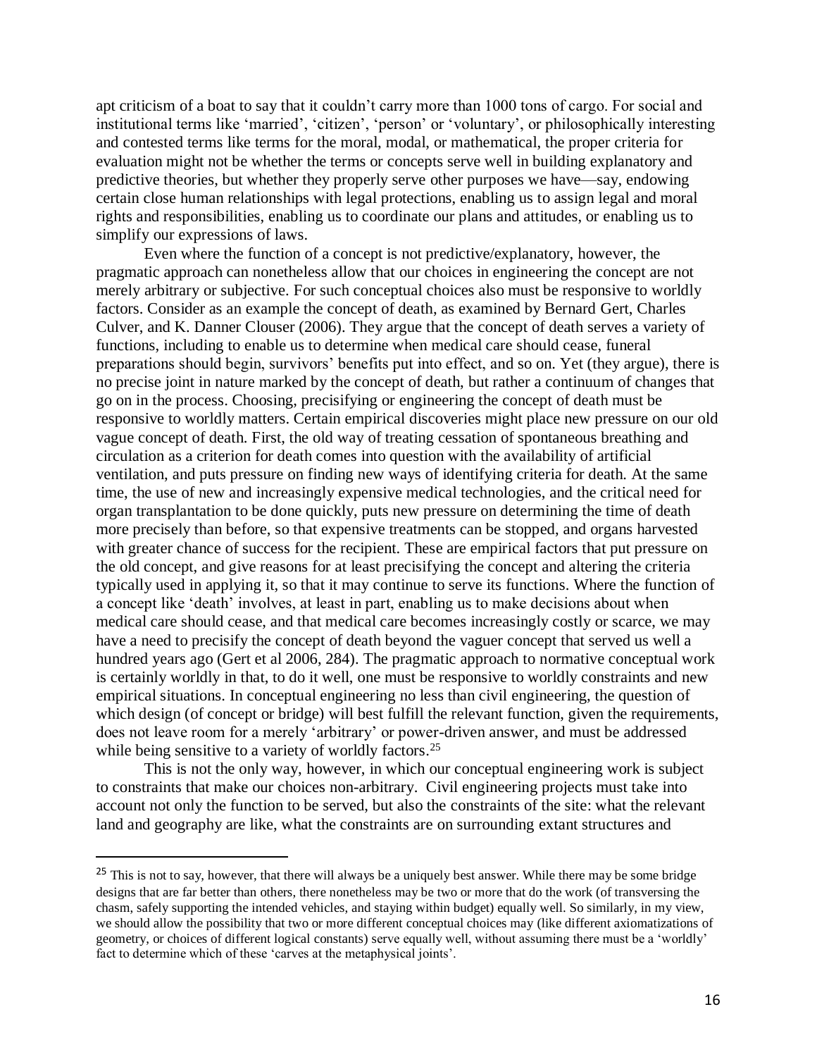apt criticism of a boat to say that it couldn't carry more than 1000 tons of cargo. For social and institutional terms like 'married', 'citizen', 'person' or 'voluntary', or philosophically interesting and contested terms like terms for the moral, modal, or mathematical, the proper criteria for evaluation might not be whether the terms or concepts serve well in building explanatory and predictive theories, but whether they properly serve other purposes we have—say, endowing certain close human relationships with legal protections, enabling us to assign legal and moral rights and responsibilities, enabling us to coordinate our plans and attitudes, or enabling us to simplify our expressions of laws.

Even where the function of a concept is not predictive/explanatory, however, the pragmatic approach can nonetheless allow that our choices in engineering the concept are not merely arbitrary or subjective. For such conceptual choices also must be responsive to worldly factors. Consider as an example the concept of death, as examined by Bernard Gert, Charles Culver, and K. Danner Clouser (2006). They argue that the concept of death serves a variety of functions, including to enable us to determine when medical care should cease, funeral preparations should begin, survivors' benefits put into effect, and so on. Yet (they argue), there is no precise joint in nature marked by the concept of death, but rather a continuum of changes that go on in the process. Choosing, precisifying or engineering the concept of death must be responsive to worldly matters. Certain empirical discoveries might place new pressure on our old vague concept of death. First, the old way of treating cessation of spontaneous breathing and circulation as a criterion for death comes into question with the availability of artificial ventilation, and puts pressure on finding new ways of identifying criteria for death. At the same time, the use of new and increasingly expensive medical technologies, and the critical need for organ transplantation to be done quickly, puts new pressure on determining the time of death more precisely than before, so that expensive treatments can be stopped, and organs harvested with greater chance of success for the recipient. These are empirical factors that put pressure on the old concept, and give reasons for at least precisifying the concept and altering the criteria typically used in applying it, so that it may continue to serve its functions. Where the function of a concept like 'death' involves, at least in part, enabling us to make decisions about when medical care should cease, and that medical care becomes increasingly costly or scarce, we may have a need to precisify the concept of death beyond the vaguer concept that served us well a hundred years ago (Gert et al 2006, 284). The pragmatic approach to normative conceptual work is certainly worldly in that, to do it well, one must be responsive to worldly constraints and new empirical situations. In conceptual engineering no less than civil engineering, the question of which design (of concept or bridge) will best fulfill the relevant function, given the requirements, does not leave room for a merely 'arbitrary' or power-driven answer, and must be addressed while being sensitive to a variety of worldly factors.[25]

This is not the only way, however, in which our conceptual engineering work is subject to constraints that make our choices non-arbitrary. Civil engineering projects must take into account not only the function to be served, but also the constraints of the site: what the relevant land and geography are like, what the constraints are on surrounding extant structures and

[25] This is not to say, however, that there will always be a uniquely best answer. While there may be some bridge designs that are far better than others, there nonetheless may be two or more that do the work (of transversing the chasm, safely supporting the intended vehicles, and staying within budget) equally well. So similarly, in my view, we should allow the possibility that two or more different conceptual choices may (like different axiomatizations of geometry, or choices of different logical constants) serve equally well, without assuming there must be a 'worldly' fact to determine which of these 'carves at the metaphysical joints'.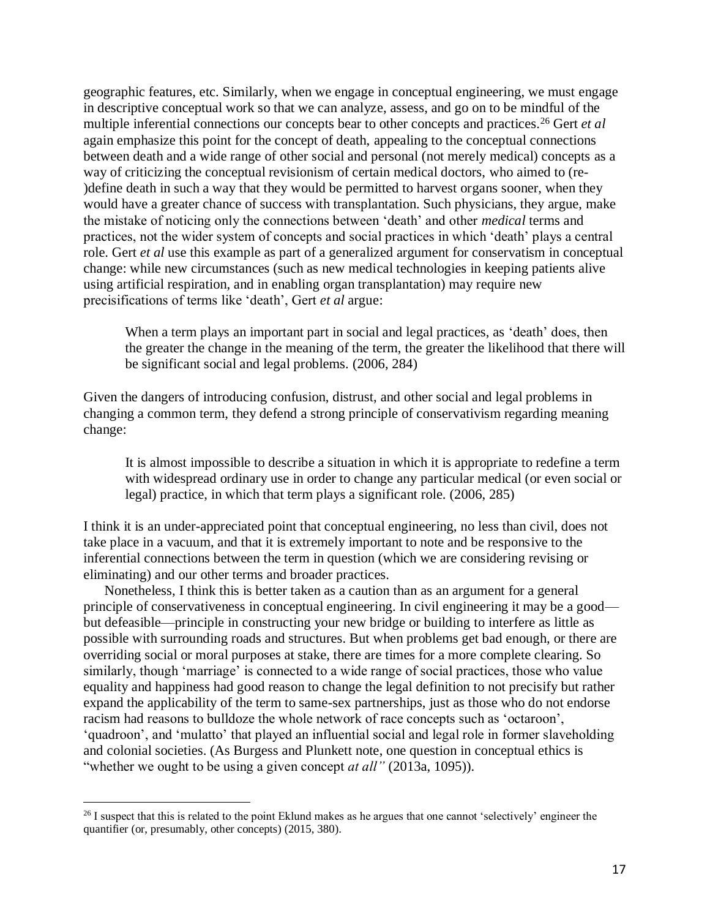geographic features, etc. Similarly, when we engage in conceptual engineering, we must engage in descriptive conceptual work so that we can analyze, assess, and go on to be mindful of the multiple inferential connections our concepts bear to other concepts and practices.[26] Gert *et al* again emphasize this point for the concept of death, appealing to the conceptual connections between death and a wide range of other social and personal (not merely medical) concepts as a way of criticizing the conceptual revisionism of certain medical doctors, who aimed to (re-)define death in such a way that they would be permitted to harvest organs sooner, when they would have a greater chance of success with transplantation. Such physicians, they argue, make the mistake of noticing only the connections between 'death' and other *medical* terms and practices, not the wider system of concepts and social practices in which 'death' plays a central role. Gert *et al* use this example as part of a generalized argument for conservatism in conceptual change: while new circumstances (such as new medical technologies in keeping patients alive using artificial respiration, and in enabling organ transplantation) may require new precisifications of terms like 'death', Gert *et al* argue:

> When a term plays an important part in social and legal practices, as 'death' does, then the greater the change in the meaning of the term, the greater the likelihood that there will be significant social and legal problems. (2006, 284)

Given the dangers of introducing confusion, distrust, and other social and legal problems in changing a common term, they defend a strong principle of conservativism regarding meaning change:

> It is almost impossible to describe a situation in which it is appropriate to redefine a term with widespread ordinary use in order to change any particular medical (or even social or legal) practice, in which that term plays a significant role. (2006, 285)

I think it is an under-appreciated point that conceptual engineering, no less than civil, does not take place in a vacuum, and that it is extremely important to note and be responsive to the inferential connections between the term in question (which we are considering revising or eliminating) and our other terms and broader practices.

Nonetheless, I think this is better taken as a caution than as an argument for a general principle of conservativeness in conceptual engineering. In civil engineering it may be a good—but defeasible—principle in constructing your new bridge or building to interfere as little as possible with surrounding roads and structures. But when problems get bad enough, or there are overriding social or moral purposes at stake, there are times for a more complete clearing. So similarly, though 'marriage' is connected to a wide range of social practices, those who value equality and happiness had good reason to change the legal definition to not precisify but rather expand the applicability of the term to same-sex partnerships, just as those who do not endorse racism had reasons to bulldoze the whole network of race concepts such as 'octaroon', 'quadroon', and 'mulatto' that played an influential social and legal role in former slaveholding and colonial societies. (As Burgess and Plunkett note, one question in conceptual ethics is "whether we ought to be using a given concept *at all"* (2013a, 1095)).

---

[26] I suspect that this is related to the point Eklund makes as he argues that one cannot 'selectively' engineer the quantifier (or, presumably, other concepts) (2015, 380).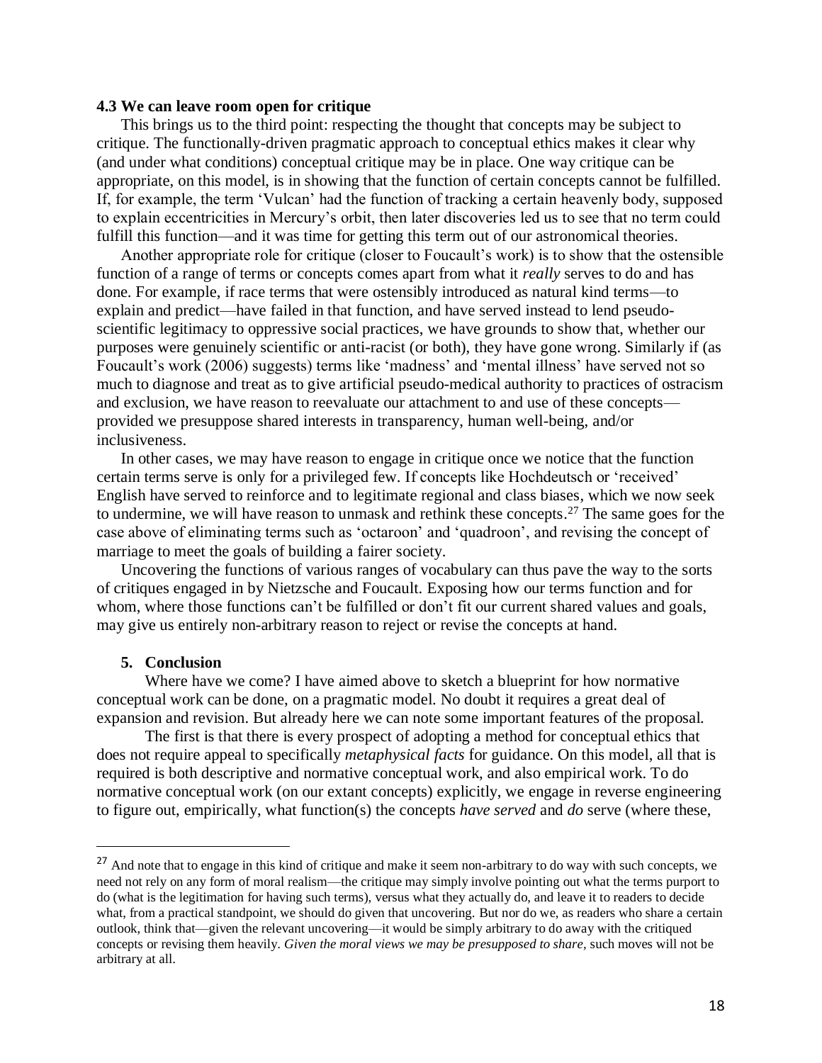### 4.3 We can leave room open for critique

This brings us to the third point: respecting the thought that concepts may be subject to critique. The functionally-driven pragmatic approach to conceptual ethics makes it clear why (and under what conditions) conceptual critique may be in place. One way critique can be appropriate, on this model, is in showing that the function of certain concepts cannot be fulfilled. If, for example, the term 'Vulcan' had the function of tracking a certain heavenly body, supposed to explain eccentricities in Mercury's orbit, then later discoveries led us to see that no term could fulfill this function—and it was time for getting this term out of our astronomical theories.

Another appropriate role for critique (closer to Foucault's work) is to show that the ostensible function of a range of terms or concepts comes apart from what it *really* serves to do and has done. For example, if race terms that were ostensibly introduced as natural kind terms—to explain and predict—have failed in that function, and have served instead to lend pseudo-scientific legitimacy to oppressive social practices, we have grounds to show that, whether our purposes were genuinely scientific or anti-racist (or both), they have gone wrong. Similarly if (as Foucault's work (2006) suggests) terms like 'madness' and 'mental illness' have served not so much to diagnose and treat as to give artificial pseudo-medical authority to practices of ostracism and exclusion, we have reason to reevaluate our attachment to and use of these concepts—provided we presuppose shared interests in transparency, human well-being, and/or inclusiveness.

In other cases, we may have reason to engage in critique once we notice that the function certain terms serve is only for a privileged few. If concepts like Hochdeutsch or 'received' English have served to reinforce and to legitimate regional and class biases, which we now seek to undermine, we will have reason to unmask and rethink these concepts.[27] The same goes for the case above of eliminating terms such as 'octaroon' and 'quadroon', and revising the concept of marriage to meet the goals of building a fairer society.

Uncovering the functions of various ranges of vocabulary can thus pave the way to the sorts of critiques engaged in by Nietzsche and Foucault. Exposing how our terms function and for whom, where those functions can't be fulfilled or don't fit our current shared values and goals, may give us entirely non-arbitrary reason to reject or revise the concepts at hand.

## 5. Conclusion

Where have we come? I have aimed above to sketch a blueprint for how normative conceptual work can be done, on a pragmatic model. No doubt it requires a great deal of expansion and revision. But already here we can note some important features of the proposal.

The first is that there is every prospect of adopting a method for conceptual ethics that does not require appeal to specifically *metaphysical facts* for guidance. On this model, all that is required is both descriptive and normative conceptual work, and also empirical work. To do normative conceptual work (on our extant concepts) explicitly, we engage in reverse engineering to figure out, empirically, what function(s) the concepts *have served* and *do* serve (where these,

---

[27] And note that to engage in this kind of critique and make it seem non-arbitrary to do way with such concepts, we need not rely on any form of moral realism—the critique may simply involve pointing out what the terms purport to do (what is the legitimation for having such terms), versus what they actually do, and leave it to readers to decide what, from a practical standpoint, we should do given that uncovering. But nor do we, as readers who share a certain outlook, think that—given the relevant uncovering—it would be simply arbitrary to do away with the critiqued concepts or revising them heavily. *Given the moral views we may be presupposed to share*, such moves will not be arbitrary at all.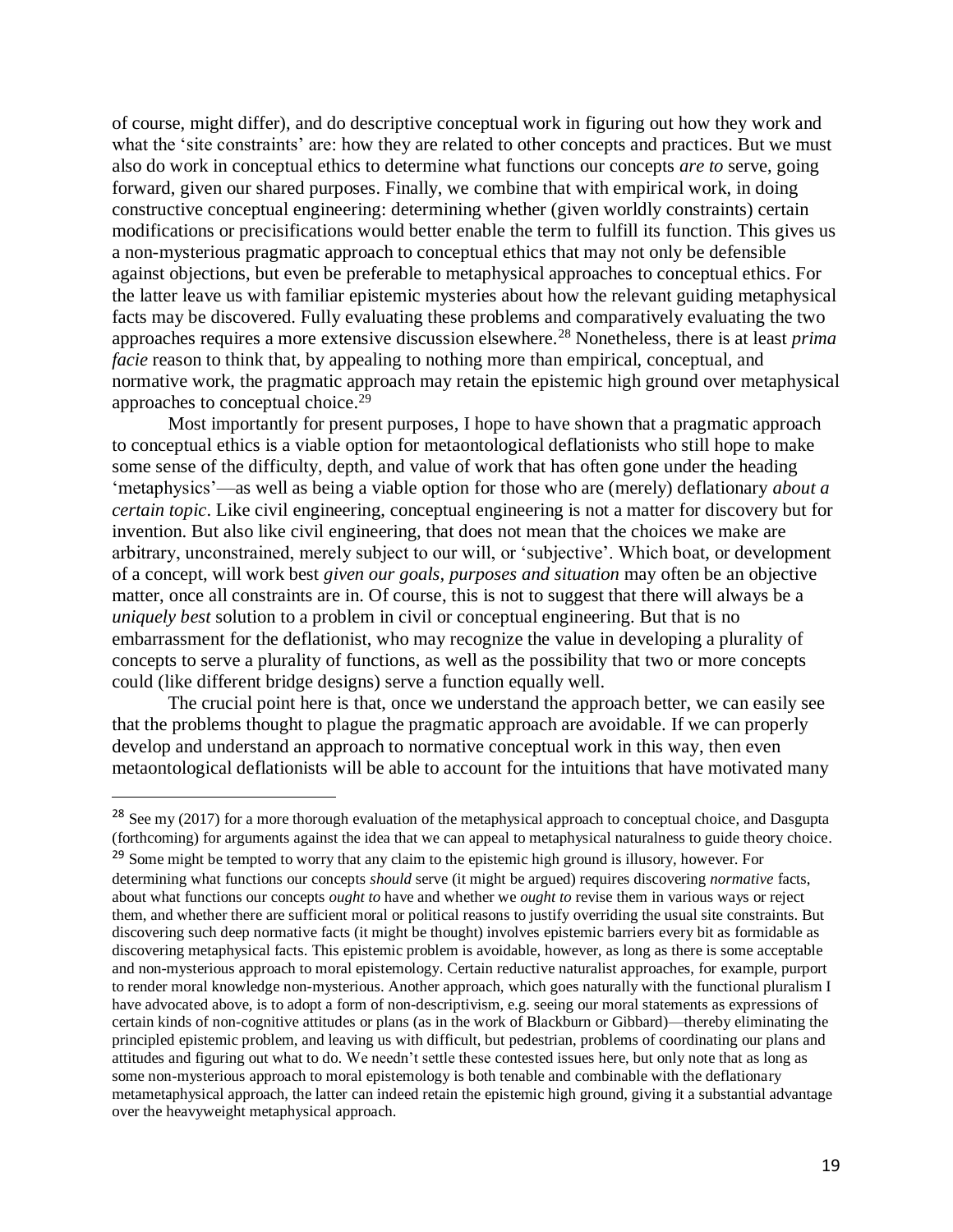of course, might differ), and do descriptive conceptual work in figuring out how they work and what the 'site constraints' are: how they are related to other concepts and practices. But we must also do work in conceptual ethics to determine what functions our concepts *are to* serve, going forward, given our shared purposes. Finally, we combine that with empirical work, in doing constructive conceptual engineering: determining whether (given worldly constraints) certain modifications or precisifications would better enable the term to fulfill its function. This gives us a non-mysterious pragmatic approach to conceptual ethics that may not only be defensible against objections, but even be preferable to metaphysical approaches to conceptual ethics. For the latter leave us with familiar epistemic mysteries about how the relevant guiding metaphysical facts may be discovered. Fully evaluating these problems and comparatively evaluating the two approaches requires a more extensive discussion elsewhere.[28] Nonetheless, there is at least *prima facie* reason to think that, by appealing to nothing more than empirical, conceptual, and normative work, the pragmatic approach may retain the epistemic high ground over metaphysical approaches to conceptual choice.[29]

Most importantly for present purposes, I hope to have shown that a pragmatic approach to conceptual ethics is a viable option for metaontological deflationists who still hope to make some sense of the difficulty, depth, and value of work that has often gone under the heading 'metaphysics'—as well as being a viable option for those who are (merely) deflationary *about a certain topic*. Like civil engineering, conceptual engineering is not a matter for discovery but for invention. But also like civil engineering, that does not mean that the choices we make are arbitrary, unconstrained, merely subject to our will, or 'subjective'. Which boat, or development of a concept, will work best *given our goals, purposes and situation* may often be an objective matter, once all constraints are in. Of course, this is not to suggest that there will always be a *uniquely best* solution to a problem in civil or conceptual engineering. But that is no embarrassment for the deflationist, who may recognize the value in developing a plurality of concepts to serve a plurality of functions, as well as the possibility that two or more concepts could (like different bridge designs) serve a function equally well.

The crucial point here is that, once we understand the approach better, we can easily see that the problems thought to plague the pragmatic approach are avoidable. If we can properly develop and understand an approach to normative conceptual work in this way, then even metaontological deflationists will be able to account for the intuitions that have motivated many

---

[28] See my (2017) for a more thorough evaluation of the metaphysical approach to conceptual choice, and Dasgupta (forthcoming) for arguments against the idea that we can appeal to metaphysical naturalness to guide theory choice.

[29] Some might be tempted to worry that any claim to the epistemic high ground is illusory, however. For determining what functions our concepts *should* serve (it might be argued) requires discovering *normative* facts, about what functions our concepts *ought to* have and whether we *ought to* revise them in various ways or reject them, and whether there are sufficient moral or political reasons to justify overriding the usual site constraints. But discovering such deep normative facts (it might be thought) involves epistemic barriers every bit as formidable as discovering metaphysical facts. This epistemic problem is avoidable, however, as long as there is some acceptable and non-mysterious approach to moral epistemology. Certain reductive naturalist approaches, for example, purport to render moral knowledge non-mysterious. Another approach, which goes naturally with the functional pluralism I have advocated above, is to adopt a form of non-descriptivism, e.g. seeing our moral statements as expressions of certain kinds of non-cognitive attitudes or plans (as in the work of Blackburn or Gibbard)—thereby eliminating the principled epistemic problem, and leaving us with difficult, but pedestrian, problems of coordinating our plans and attitudes and figuring out what to do. We needn't settle these contested issues here, but only note that as long as some non-mysterious approach to moral epistemology is both tenable and combinable with the deflationary metametaphysical approach, the latter can indeed retain the epistemic high ground, giving it a substantial advantage over the heavyweight metaphysical approach.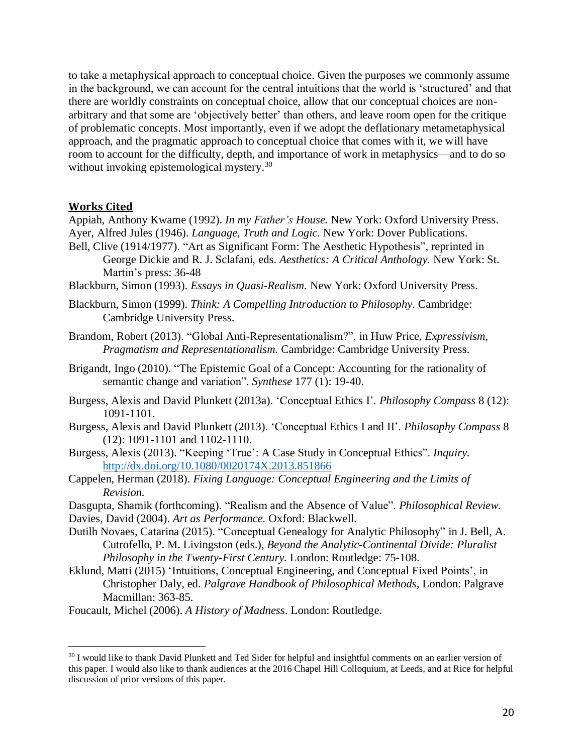to take a metaphysical approach to conceptual choice. Given the purposes we commonly assume in the background, we can account for the central intuitions that the world is 'structured' and that there are worldly constraints on conceptual choice, allow that our conceptual choices are non-arbitrary and that some are 'objectively better' than others, and leave room open for the critique of problematic concepts. Most importantly, even if we adopt the deflationary metametaphysical approach, and the pragmatic approach to conceptual choice that comes with it, we will have room to account for the difficulty, depth, and importance of work in metaphysics—and to do so without invoking epistemological mystery.[30]

## Works Cited

Appiah, Anthony Kwame (1992). *In my Father's House.* New York: Oxford University Press.

Ayer, Alfred Jules (1946). *Language, Truth and Logic.* New York: Dover Publications.

Bell, Clive (1914/1977). "Art as Significant Form: The Aesthetic Hypothesis", reprinted in George Dickie and R. J. Sclafani, eds. *Aesthetics: A Critical Anthology.* New York: St. Martin's press: 36-48

Blackburn, Simon (1993). *Essays in Quasi-Realism.* New York: Oxford University Press.

Blackburn, Simon (1999). *Think: A Compelling Introduction to Philosophy.* Cambridge: Cambridge University Press.

Brandom, Robert (2013). "Global Anti-Representationalism?", in Huw Price, *Expressivism, Pragmatism and Representationalism.* Cambridge: Cambridge University Press.

Brigandt, Ingo (2010). "The Epistemic Goal of a Concept: Accounting for the rationality of semantic change and variation". *Synthese* 177 (1): 19-40.

Burgess, Alexis and David Plunkett (2013a). 'Conceptual Ethics I'. *Philosophy Compass* 8 (12): 1091-1101.

Burgess, Alexis and David Plunkett (2013). 'Conceptual Ethics I and II'. *Philosophy Compass* 8 (12): 1091-1101 and 1102-1110.

Burgess, Alexis (2013). "Keeping 'True': A Case Study in Conceptual Ethics". *Inquiry.* http://dx.doi.org/10.1080/0020174X.2013.851866

Cappelen, Herman (2018). *Fixing Language: Conceptual Engineering and the Limits of Revision.*

Dasgupta, Shamik (forthcoming). "Realism and the Absence of Value". *Philosophical Review.*

Davies, David (2004). *Art as Performance.* Oxford: Blackwell.

Dutilh Novaes, Catarina (2015). "Conceptual Genealogy for Analytic Philosophy" in J. Bell, A. Cutrofello, P. M. Livingston (eds.), *Beyond the Analytic-Continental Divide: Pluralist Philosophy in the Twenty-First Century.* London: Routledge: 75-108.

Eklund, Matti (2015) 'Intuitions, Conceptual Engineering, and Conceptual Fixed Points', in Christopher Daly, ed. *Palgrave Handbook of Philosophical Methods,* London: Palgrave Macmillan: 363-85.

Foucault, Michel (2006). *A History of Madness*. London: Routledge.

---

[30] I would like to thank David Plunkett and Ted Sider for helpful and insightful comments on an earlier version of this paper. I would also like to thank audiences at the 2016 Chapel Hill Colloquium, at Leeds, and at Rice for helpful discussion of prior versions of this paper.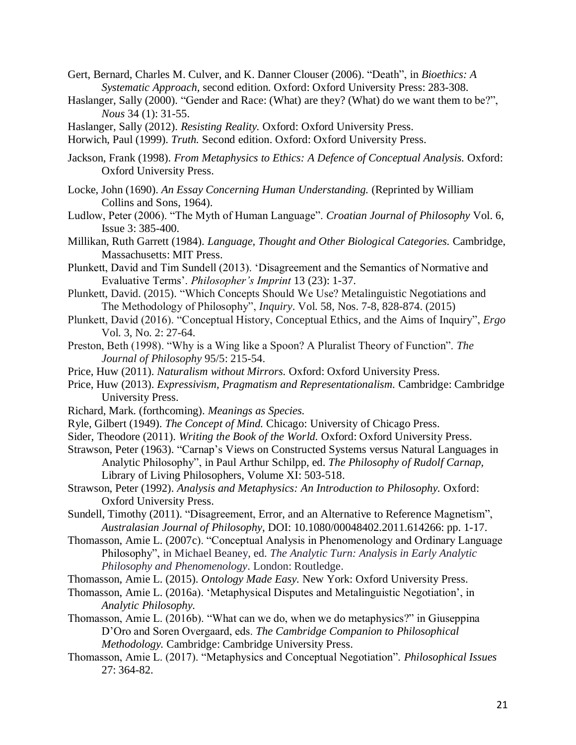Gert, Bernard, Charles M. Culver, and K. Danner Clouser (2006). "Death", in *Bioethics: A Systematic Approach,* second edition. Oxford: Oxford University Press: 283-308.

Haslanger, Sally (2000). "Gender and Race: (What) are they? (What) do we want them to be?", *Nous* 34 (1): 31-55.

Haslanger, Sally (2012). *Resisting Reality.* Oxford: Oxford University Press.

Horwich, Paul (1999). *Truth.* Second edition. Oxford: Oxford University Press.

Jackson, Frank (1998). *From Metaphysics to Ethics: A Defence of Conceptual Analysis.* Oxford: Oxford University Press.

Locke, John (1690). *An Essay Concerning Human Understanding.* (Reprinted by William Collins and Sons, 1964).

Ludlow, Peter (2006). "The Myth of Human Language". *Croatian Journal of Philosophy* Vol. 6, Issue 3: 385-400.

Millikan, Ruth Garrett (1984). *Language, Thought and Other Biological Categories.* Cambridge, Massachusetts: MIT Press.

Plunkett, David and Tim Sundell (2013). 'Disagreement and the Semantics of Normative and Evaluative Terms'. *Philosopher's Imprint* 13 (23): 1-37.

Plunkett, David. (2015). "Which Concepts Should We Use? Metalinguistic Negotiations and The Methodology of Philosophy", *Inquiry*. Vol. 58, Nos. 7-8, 828-874. (2015)

Plunkett, David (2016). "Conceptual History, Conceptual Ethics, and the Aims of Inquiry", *Ergo* Vol. 3, No. 2: 27-64.

Preston, Beth (1998). "Why is a Wing like a Spoon? A Pluralist Theory of Function". *The Journal of Philosophy* 95/5: 215-54.

Price, Huw (2011). *Naturalism without Mirrors.* Oxford: Oxford University Press.

Price, Huw (2013). *Expressivism, Pragmatism and Representationalism.* Cambridge: Cambridge University Press.

Richard, Mark. (forthcoming). *Meanings as Species.*

Ryle, Gilbert (1949). *The Concept of Mind.* Chicago: University of Chicago Press.

Sider, Theodore (2011). *Writing the Book of the World.* Oxford: Oxford University Press.

Strawson, Peter (1963). "Carnap's Views on Constructed Systems versus Natural Languages in Analytic Philosophy", in Paul Arthur Schilpp, ed. *The Philosophy of Rudolf Carnap,* Library of Living Philosophers, Volume XI: 503-518.

Strawson, Peter (1992). *Analysis and Metaphysics: An Introduction to Philosophy.* Oxford: Oxford University Press.

Sundell, Timothy (2011). "Disagreement, Error, and an Alternative to Reference Magnetism", *Australasian Journal of Philosophy*, DOI: 10.1080/00048402.2011.614266: pp. 1-17.

Thomasson, Amie L. (2007c). "Conceptual Analysis in Phenomenology and Ordinary Language Philosophy", in Michael Beaney, ed. *The Analytic Turn: Analysis in Early Analytic Philosophy and Phenomenology*. London: Routledge.

Thomasson, Amie L. (2015). *Ontology Made Easy.* New York: Oxford University Press.

Thomasson, Amie L. (2016a). 'Metaphysical Disputes and Metalinguistic Negotiation', in *Analytic Philosophy.*

Thomasson, Amie L. (2016b). "What can we do, when we do metaphysics?" in Giuseppina D'Oro and Soren Overgaard, eds. *The Cambridge Companion to Philosophical Methodology.* Cambridge: Cambridge University Press.

Thomasson, Amie L. (2017). "Metaphysics and Conceptual Negotiation". *Philosophical Issues* 27: 364-82.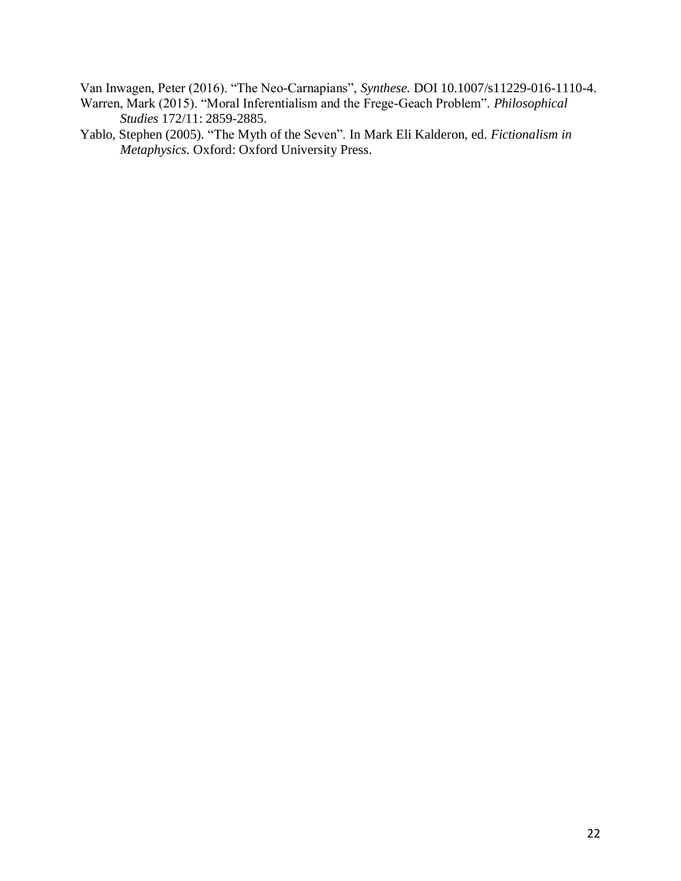Van Inwagen, Peter (2016). "The Neo-Carnapians", *Synthese*. DOI 10.1007/s11229-016-1110-4.

Warren, Mark (2015). "Moral Inferentialism and the Frege-Geach Problem". *Philosophical Studies* 172/11: 2859-2885.

Yablo, Stephen (2005). "The Myth of the Seven". In Mark Eli Kalderon, ed. *Fictionalism in Metaphysics*. Oxford: Oxford University Press.